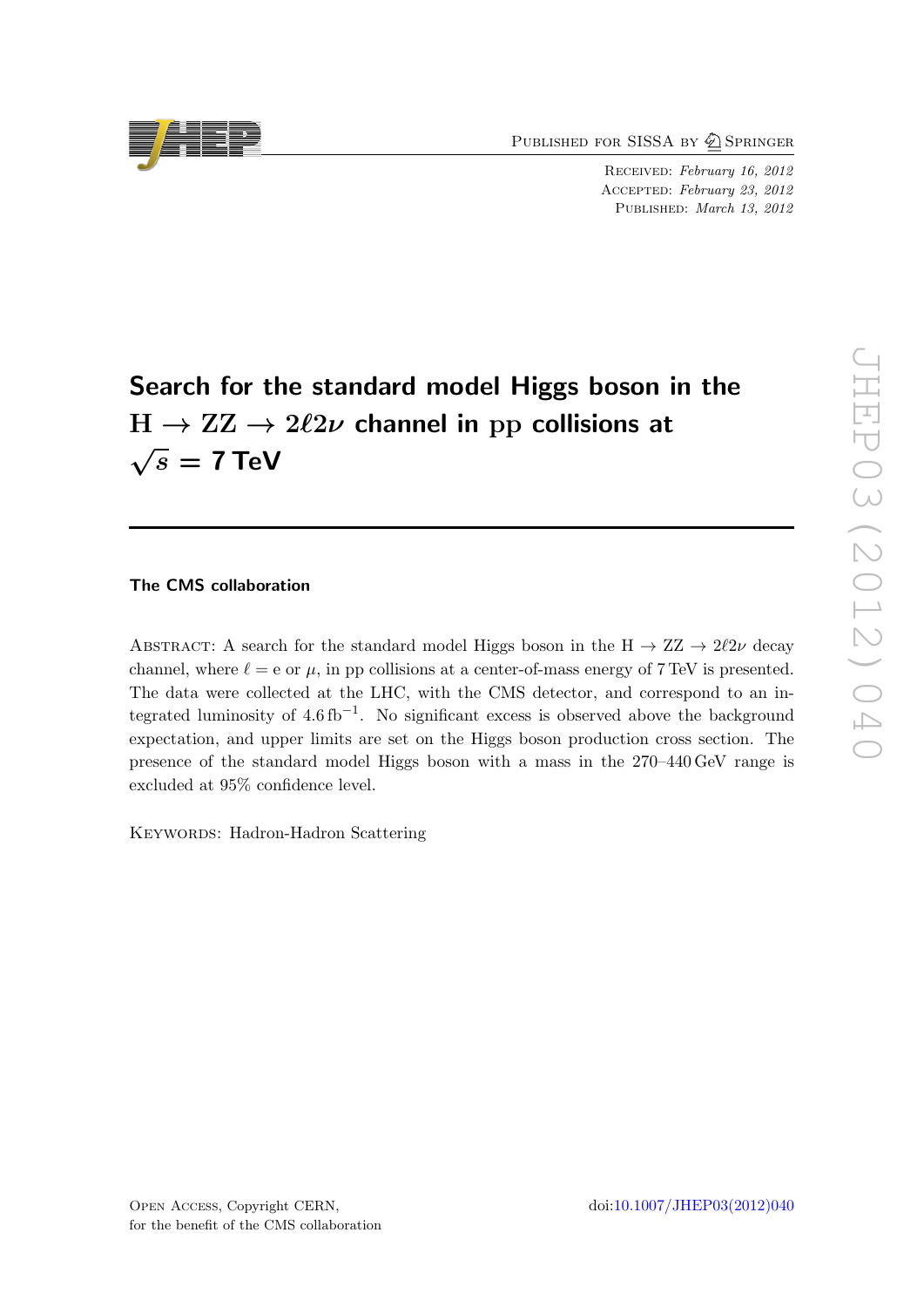Published for SISSA by Springer

Received: *February 16, 2012*
Accepted: *February 23, 2012*
Published: *March 13, 2012*

# Search for the standard model Higgs boson in the $H \to ZZ \to 2\ell 2\nu$ channel in pp collisions at $\sqrt{s} = 7$ TeV

**The CMS collaboration**

Abstract: A search for the standard model Higgs boson in the $H \to ZZ \to 2\ell 2\nu$ decay channel, where $\ell = e$ or $\mu$, in pp collisions at a center-of-mass energy of 7 TeV is presented. The data were collected at the LHC, with the CMS detector, and correspond to an integrated luminosity of 4.6 fb$^{-1}$. No significant excess is observed above the background expectation, and upper limits are set on the Higgs boson production cross section. The presence of the standard model Higgs boson with a mass in the 270–440 GeV range is excluded at 95% confidence level.

Keywords: Hadron-Hadron Scattering

Open Access, Copyright CERN,
for the benefit of the CMS collaboration

doi:10.1007/JHEP03(2012)040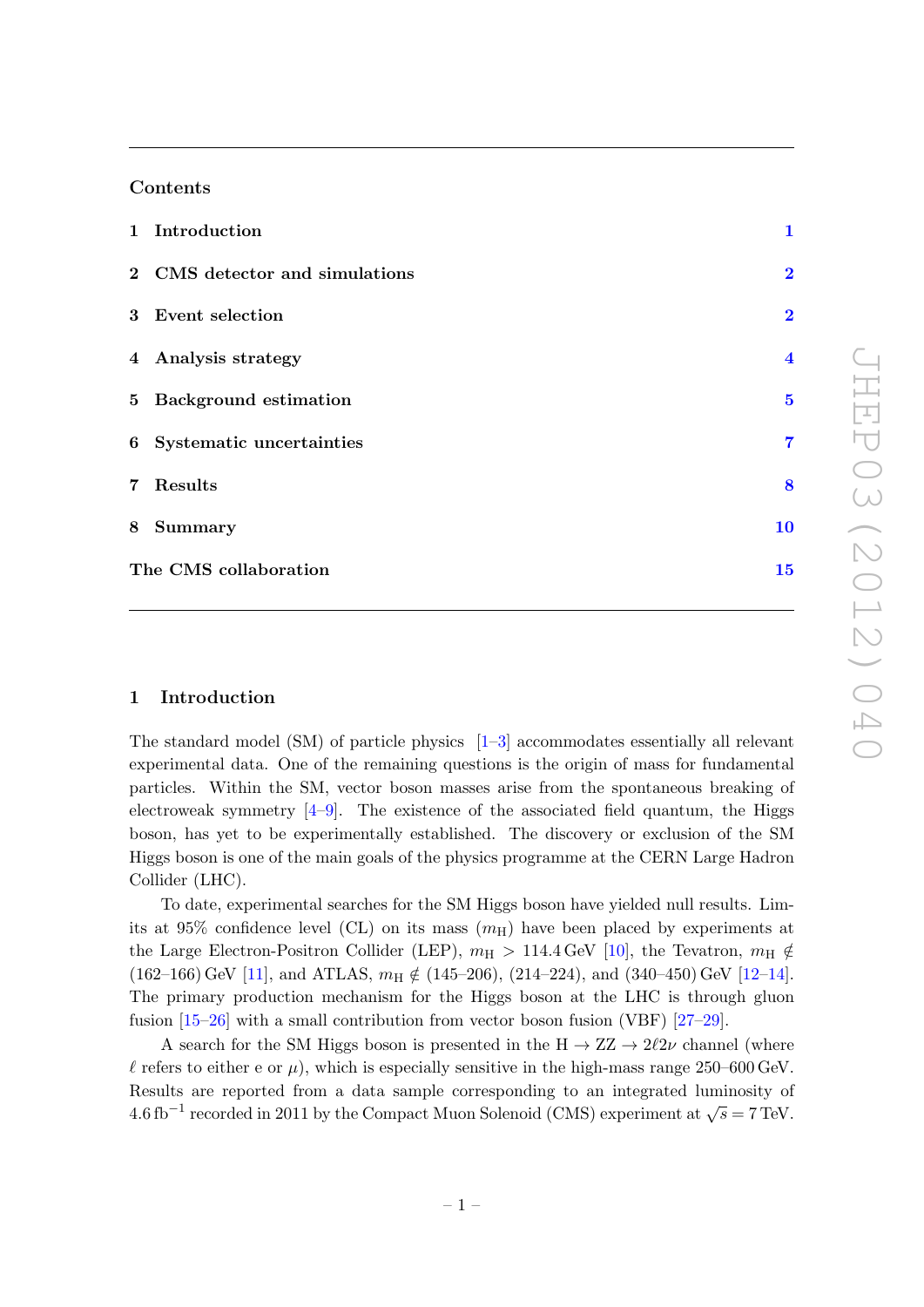## Contents

| | |
|---|---|
| **1 Introduction** | 1 |
| **2 CMS detector and simulations** | 2 |
| **3 Event selection** | 2 |
| **4 Analysis strategy** | 4 |
| **5 Background estimation** | 5 |
| **6 Systematic uncertainties** | 7 |
| **7 Results** | 8 |
| **8 Summary** | 10 |
| **The CMS collaboration** | 15 |

## 1 Introduction

The standard model (SM) of particle physics [1–3] accommodates essentially all relevant experimental data. One of the remaining questions is the origin of mass for fundamental particles. Within the SM, vector boson masses arise from the spontaneous breaking of electroweak symmetry [4–9]. The existence of the associated field quantum, the Higgs boson, has yet to be experimentally established. The discovery or exclusion of the SM Higgs boson is one of the main goals of the physics programme at the CERN Large Hadron Collider (LHC).

To date, experimental searches for the SM Higgs boson have yielded null results. Limits at 95% confidence level (CL) on its mass ($m_{\mathrm{H}}$) have been placed by experiments at the Large Electron-Positron Collider (LEP), $m_{\mathrm{H}} > 114.4\,\mathrm{GeV}$ [10], the Tevatron, $m_{\mathrm{H}} \notin (162\text{–}166)\,\mathrm{GeV}$ [11], and ATLAS, $m_{\mathrm{H}} \notin (145\text{–}206)$, $(214\text{–}224)$, and $(340\text{–}450)\,\mathrm{GeV}$ [12–14]. The primary production mechanism for the Higgs boson at the LHC is through gluon fusion [15–26] with a small contribution from vector boson fusion (VBF) [27–29].

A search for the SM Higgs boson is presented in the $\mathrm{H} \to \mathrm{ZZ} \to 2\ell 2\nu$ channel (where $\ell$ refers to either e or $\mu$), which is especially sensitive in the high-mass range 250–600 GeV. Results are reported from a data sample corresponding to an integrated luminosity of $4.6\,\mathrm{fb}^{-1}$ recorded in 2011 by the Compact Muon Solenoid (CMS) experiment at $\sqrt{s} = 7\,\mathrm{TeV}$.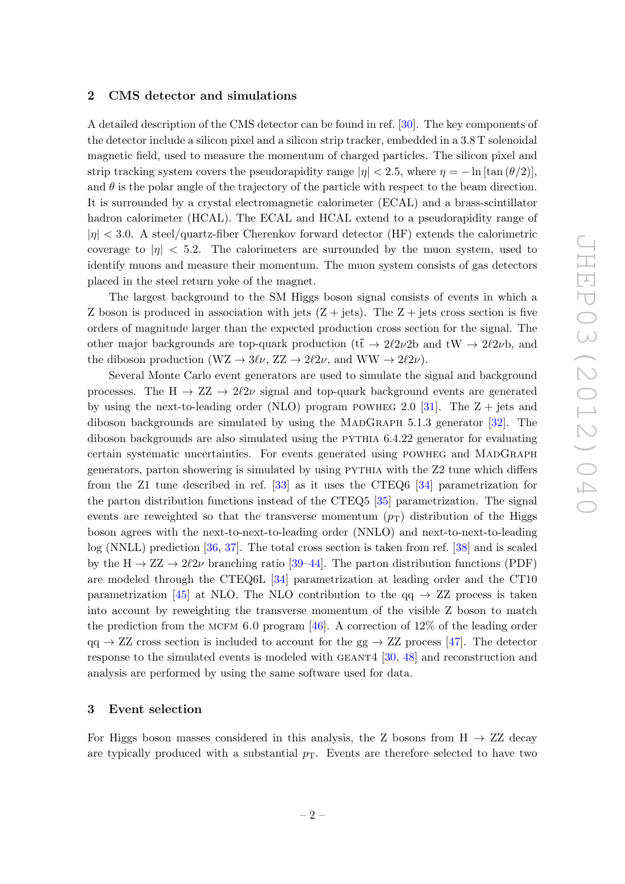## 2 CMS detector and simulations

A detailed description of the CMS detector can be found in ref. [30]. The key components of the detector include a silicon pixel and a silicon strip tracker, embedded in a 3.8 T solenoidal magnetic field, used to measure the momentum of charged particles. The silicon pixel and strip tracking system covers the pseudorapidity range $|\eta| < 2.5$, where $\eta = -\ln[\tan(\theta/2)]$, and $\theta$ is the polar angle of the trajectory of the particle with respect to the beam direction. It is surrounded by a crystal electromagnetic calorimeter (ECAL) and a brass-scintillator hadron calorimeter (HCAL). The ECAL and HCAL extend to a pseudorapidity range of $|\eta| < 3.0$. A steel/quartz-fiber Cherenkov forward detector (HF) extends the calorimetric coverage to $|\eta| < 5.2$. The calorimeters are surrounded by the muon system, used to identify muons and measure their momentum. The muon system consists of gas detectors placed in the steel return yoke of the magnet.

The largest background to the SM Higgs boson signal consists of events in which a Z boson is produced in association with jets (Z + jets). The Z + jets cross section is five orders of magnitude larger than the expected production cross section for the signal. The other major backgrounds are top-quark production ($t\bar{t} \to 2\ell 2\nu 2b$ and $tW \to 2\ell 2\nu b$, and the diboson production ($WZ \to 3\ell\nu$, $ZZ \to 2\ell 2\nu$, and $WW \to 2\ell 2\nu$).

Several Monte Carlo event generators are used to simulate the signal and background processes. The $H \to ZZ \to 2\ell 2\nu$ signal and top-quark background events are generated by using the next-to-leading order (NLO) program POWHEG 2.0 [31]. The Z + jets and diboson backgrounds are simulated by using the MADGRAPH 5.1.3 generator [32]. The diboson backgrounds are also simulated using the PYTHIA 6.4.22 generator for evaluating certain systematic uncertainties. For events generated using POWHEG and MADGRAPH generators, parton showering is simulated by using PYTHIA with the Z2 tune which differs from the Z1 tune described in ref. [33] as it uses the CTEQ6 [34] parametrization for the parton distribution functions instead of the CTEQ5 [35] parametrization. The signal events are reweighted so that the transverse momentum ($p_T$) distribution of the Higgs boson agrees with the next-to-next-to-leading order (NNLO) and next-to-next-to-leading log (NNLL) prediction [36, 37]. The total cross section is taken from ref. [38] and is scaled by the $H \to ZZ \to 2\ell 2\nu$ branching ratio [39–44]. The parton distribution functions (PDF) are modeled through the CTEQ6L [34] parametrization at leading order and the CT10 parametrization [45] at NLO. The NLO contribution to the $qq \to ZZ$ process is taken into account by reweighting the transverse momentum of the visible Z boson to match the prediction from the MCFM 6.0 program [46]. A correction of 12% of the leading order $qq \to ZZ$ cross section is included to account for the $gg \to ZZ$ process [47]. The detector response to the simulated events is modeled with GEANT4 [30, 48] and reconstruction and analysis are performed by using the same software used for data.

## 3 Event selection

For Higgs boson masses considered in this analysis, the Z bosons from $H \to ZZ$ decay are typically produced with a substantial $p_T$. Events are therefore selected to have two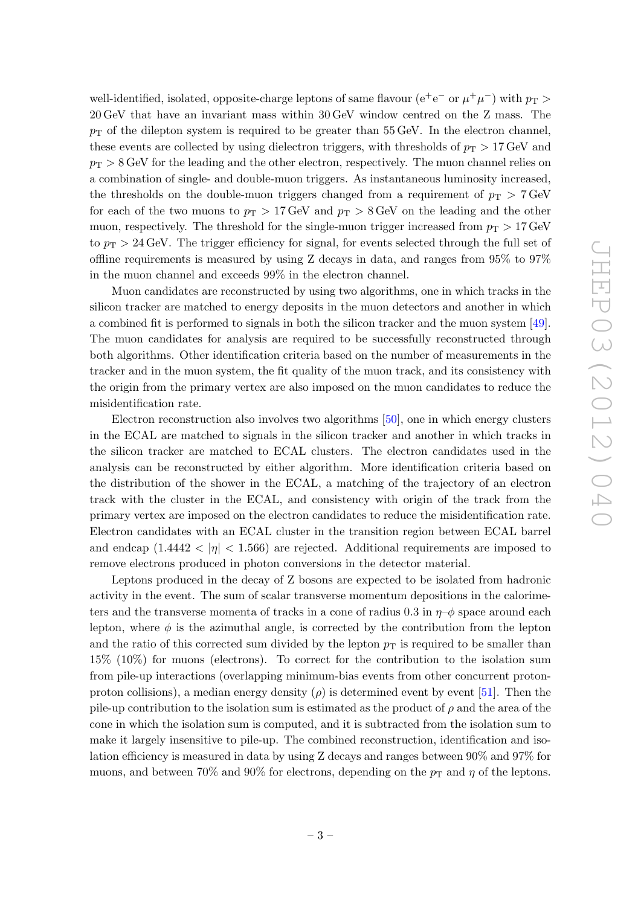well-identified, isolated, opposite-charge leptons of same flavour ($e^+e^-$ or $\mu^+\mu^-$) with $p_T > 20\,\text{GeV}$ that have an invariant mass within 30 GeV window centred on the Z mass. The $p_T$ of the dilepton system is required to be greater than 55 GeV. In the electron channel, these events are collected by using dielectron triggers, with thresholds of $p_T > 17\,\text{GeV}$ and $p_T > 8\,\text{GeV}$ for the leading and the other electron, respectively. The muon channel relies on a combination of single- and double-muon triggers. As instantaneous luminosity increased, the thresholds on the double-muon triggers changed from a requirement of $p_T > 7\,\text{GeV}$ for each of the two muons to $p_T > 17\,\text{GeV}$ and $p_T > 8\,\text{GeV}$ on the leading and the other muon, respectively. The threshold for the single-muon trigger increased from $p_T > 17\,\text{GeV}$ to $p_T > 24\,\text{GeV}$. The trigger efficiency for signal, for events selected through the full set of offline requirements is measured by using Z decays in data, and ranges from 95% to 97% in the muon channel and exceeds 99% in the electron channel.

Muon candidates are reconstructed by using two algorithms, one in which tracks in the silicon tracker are matched to energy deposits in the muon detectors and another in which a combined fit is performed to signals in both the silicon tracker and the muon system [49]. The muon candidates for analysis are required to be successfully reconstructed through both algorithms. Other identification criteria based on the number of measurements in the tracker and in the muon system, the fit quality of the muon track, and its consistency with the origin from the primary vertex are also imposed on the muon candidates to reduce the misidentification rate.

Electron reconstruction also involves two algorithms [50], one in which energy clusters in the ECAL are matched to signals in the silicon tracker and another in which tracks in the silicon tracker are matched to ECAL clusters. The electron candidates used in the analysis can be reconstructed by either algorithm. More identification criteria based on the distribution of the shower in the ECAL, a matching of the trajectory of an electron track with the cluster in the ECAL, and consistency with origin of the track from the primary vertex are imposed on the electron candidates to reduce the misidentification rate. Electron candidates with an ECAL cluster in the transition region between ECAL barrel and endcap ($1.4442 < |\eta| < 1.566$) are rejected. Additional requirements are imposed to remove electrons produced in photon conversions in the detector material.

Leptons produced in the decay of Z bosons are expected to be isolated from hadronic activity in the event. The sum of scalar transverse momentum depositions in the calorimeters and the transverse momenta of tracks in a cone of radius 0.3 in $\eta$–$\phi$ space around each lepton, where $\phi$ is the azimuthal angle, is corrected by the contribution from the lepton and the ratio of this corrected sum divided by the lepton $p_T$ is required to be smaller than 15% (10%) for muons (electrons). To correct for the contribution to the isolation sum from pile-up interactions (overlapping minimum-bias events from other concurrent proton-proton collisions), a median energy density ($\rho$) is determined event by event [51]. Then the pile-up contribution to the isolation sum is estimated as the product of $\rho$ and the area of the cone in which the isolation sum is computed, and it is subtracted from the isolation sum to make it largely insensitive to pile-up. The combined reconstruction, identification and isolation efficiency is measured in data by using Z decays and ranges between 90% and 97% for muons, and between 70% and 90% for electrons, depending on the $p_T$ and $\eta$ of the leptons.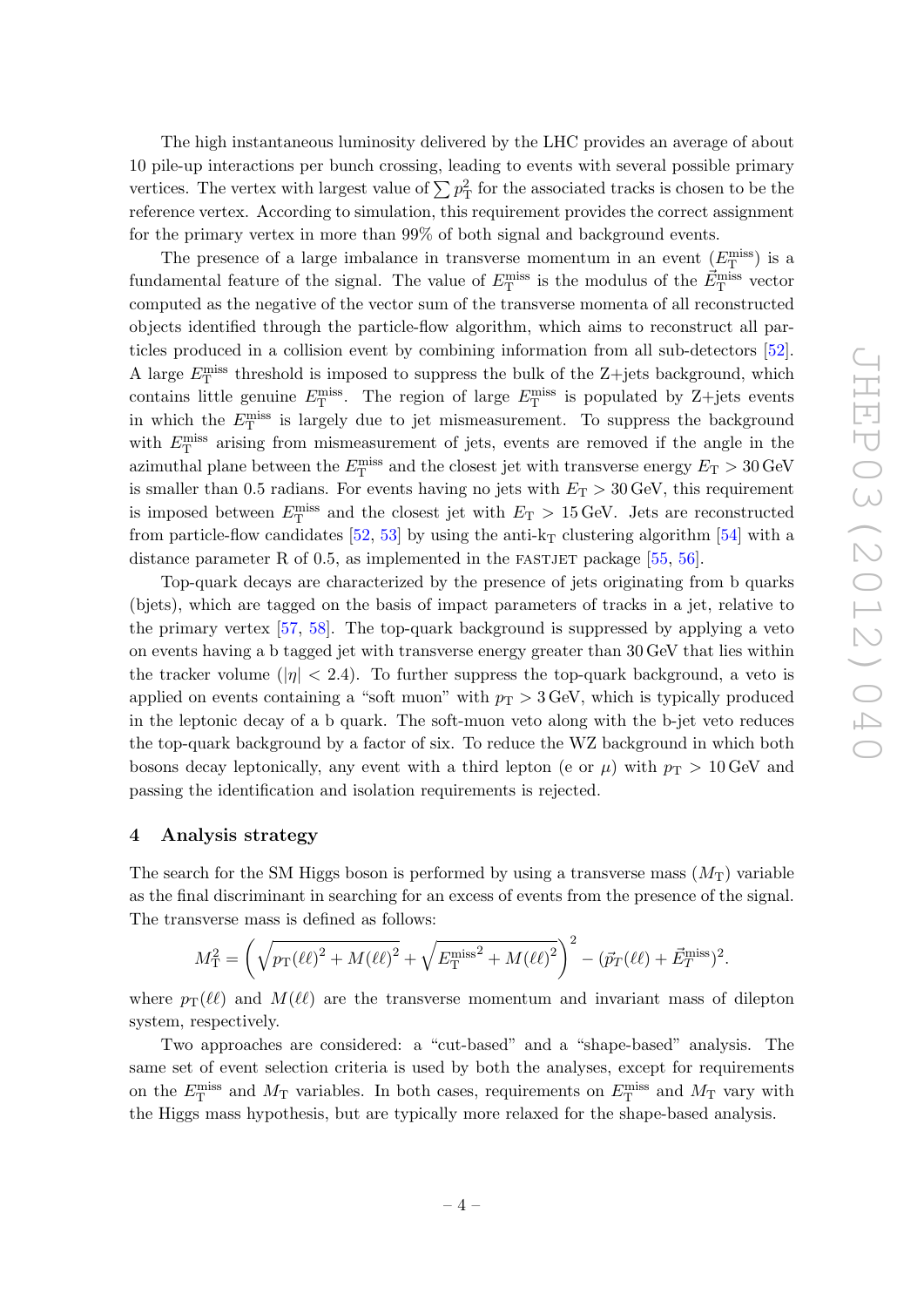The high instantaneous luminosity delivered by the LHC provides an average of about 10 pile-up interactions per bunch crossing, leading to events with several possible primary vertices. The vertex with largest value of $\sum p_{\mathrm{T}}^2$ for the associated tracks is chosen to be the reference vertex. According to simulation, this requirement provides the correct assignment for the primary vertex in more than 99% of both signal and background events.

The presence of a large imbalance in transverse momentum in an event ($E_{\mathrm{T}}^{\mathrm{miss}}$) is a fundamental feature of the signal. The value of $E_{\mathrm{T}}^{\mathrm{miss}}$ is the modulus of the $\vec{E}_{\mathrm{T}}^{\mathrm{miss}}$ vector computed as the negative of the vector sum of the transverse momenta of all reconstructed objects identified through the particle-flow algorithm, which aims to reconstruct all particles produced in a collision event by combining information from all sub-detectors [52]. A large $E_{\mathrm{T}}^{\mathrm{miss}}$ threshold is imposed to suppress the bulk of the Z+jets background, which contains little genuine $E_{\mathrm{T}}^{\mathrm{miss}}$. The region of large $E_{\mathrm{T}}^{\mathrm{miss}}$ is populated by Z+jets events in which the $E_{\mathrm{T}}^{\mathrm{miss}}$ is largely due to jet mismeasurement. To suppress the background with $E_{\mathrm{T}}^{\mathrm{miss}}$ arising from mismeasurement of jets, events are removed if the angle in the azimuthal plane between the $E_{\mathrm{T}}^{\mathrm{miss}}$ and the closest jet with transverse energy $E_{\mathrm{T}} > 30\,\mathrm{GeV}$ is smaller than 0.5 radians. For events having no jets with $E_{\mathrm{T}} > 30\,\mathrm{GeV}$, this requirement is imposed between $E_{\mathrm{T}}^{\mathrm{miss}}$ and the closest jet with $E_{\mathrm{T}} > 15\,\mathrm{GeV}$. Jets are reconstructed from particle-flow candidates [52, 53] by using the anti-$k_{\mathrm{T}}$ clustering algorithm [54] with a distance parameter R of 0.5, as implemented in the FASTJET package [55, 56].

Top-quark decays are characterized by the presence of jets originating from b quarks (bjets), which are tagged on the basis of impact parameters of tracks in a jet, relative to the primary vertex [57, 58]. The top-quark background is suppressed by applying a veto on events having a b tagged jet with transverse energy greater than 30 GeV that lies within the tracker volume ($|\eta| < 2.4$). To further suppress the top-quark background, a veto is applied on events containing a "soft muon" with $p_{\mathrm{T}} > 3\,\mathrm{GeV}$, which is typically produced in the leptonic decay of a b quark. The soft-muon veto along with the b-jet veto reduces the top-quark background by a factor of six. To reduce the WZ background in which both bosons decay leptonically, any event with a third lepton (e or $\mu$) with $p_{\mathrm{T}} > 10\,\mathrm{GeV}$ and passing the identification and isolation requirements is rejected.

## 4 Analysis strategy

The search for the SM Higgs boson is performed by using a transverse mass ($M_{\mathrm{T}}$) variable as the final discriminant in searching for an excess of events from the presence of the signal. The transverse mass is defined as follows:

$$M_{\mathrm{T}}^2 = \left( \sqrt{p_{\mathrm{T}}(\ell\ell)^2 + M(\ell\ell)^2} + \sqrt{{E_{\mathrm{T}}^{\mathrm{miss}}}^2 + M(\ell\ell)^2} \right)^2 - (\vec{p}_T(\ell\ell) + \vec{E}_T^{\mathrm{miss}})^2.$$

where $p_{\mathrm{T}}(\ell\ell)$ and $M(\ell\ell)$ are the transverse momentum and invariant mass of dilepton system, respectively.

Two approaches are considered: a "cut-based" and a "shape-based" analysis. The same set of event selection criteria is used by both the analyses, except for requirements on the $E_{\mathrm{T}}^{\mathrm{miss}}$ and $M_{\mathrm{T}}$ variables. In both cases, requirements on $E_{\mathrm{T}}^{\mathrm{miss}}$ and $M_{\mathrm{T}}$ vary with the Higgs mass hypothesis, but are typically more relaxed for the shape-based analysis.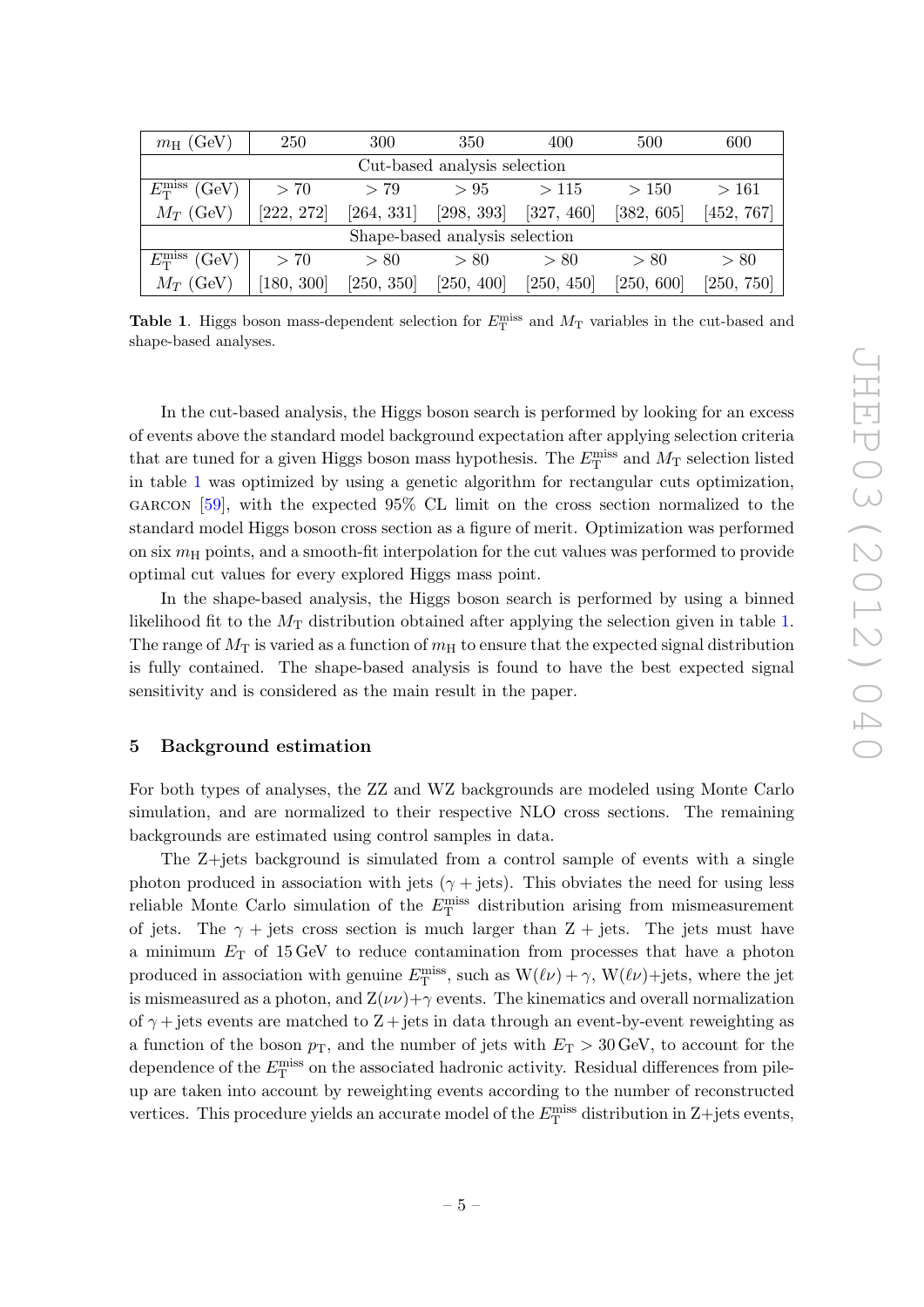| $m_{\mathrm{H}}$ (GeV) | 250 | 300 | 350 | 400 | 500 | 600 |
|---|---|---|---|---|---|---|
| Cut-based analysis selection | | | | | | |
| $E_{\mathrm{T}}^{\mathrm{miss}}$ (GeV) | $> 70$ | $> 79$ | $> 95$ | $> 115$ | $> 150$ | $> 161$ |
| $M_T$ (GeV) | [222, 272] | [264, 331] | [298, 393] | [327, 460] | [382, 605] | [452, 767] |
| Shape-based analysis selection | | | | | | |
| $E_{\mathrm{T}}^{\mathrm{miss}}$ (GeV) | $> 70$ | $> 80$ | $> 80$ | $> 80$ | $> 80$ | $> 80$ |
| $M_T$ (GeV) | [180, 300] | [250, 350] | [250, 400] | [250, 450] | [250, 600] | [250, 750] |

**Table 1**. Higgs boson mass-dependent selection for $E_{\mathrm{T}}^{\mathrm{miss}}$ and $M_{\mathrm{T}}$ variables in the cut-based and shape-based analyses.

In the cut-based analysis, the Higgs boson search is performed by looking for an excess of events above the standard model background expectation after applying selection criteria that are tuned for a given Higgs boson mass hypothesis. The $E_{\mathrm{T}}^{\mathrm{miss}}$ and $M_{\mathrm{T}}$ selection listed in table 1 was optimized by using a genetic algorithm for rectangular cuts optimization, GARCON [59], with the expected 95% CL limit on the cross section normalized to the standard model Higgs boson cross section as a figure of merit. Optimization was performed on six $m_{\mathrm{H}}$ points, and a smooth-fit interpolation for the cut values was performed to provide optimal cut values for every explored Higgs mass point.

In the shape-based analysis, the Higgs boson search is performed by using a binned likelihood fit to the $M_{\mathrm{T}}$ distribution obtained after applying the selection given in table 1. The range of $M_{\mathrm{T}}$ is varied as a function of $m_{\mathrm{H}}$ to ensure that the expected signal distribution is fully contained. The shape-based analysis is found to have the best expected signal sensitivity and is considered as the main result in the paper.

## 5 Background estimation

For both types of analyses, the ZZ and WZ backgrounds are modeled using Monte Carlo simulation, and are normalized to their respective NLO cross sections. The remaining backgrounds are estimated using control samples in data.

The Z+jets background is simulated from a control sample of events with a single photon produced in association with jets ($\gamma$ + jets). This obviates the need for using less reliable Monte Carlo simulation of the $E_{\mathrm{T}}^{\mathrm{miss}}$ distribution arising from mismeasurement of jets. The $\gamma$ + jets cross section is much larger than Z + jets. The jets must have a minimum $E_{\mathrm{T}}$ of 15 GeV to reduce contamination from processes that have a photon produced in association with genuine $E_{\mathrm{T}}^{\mathrm{miss}}$, such as $\mathrm{W}(\ell\nu) + \gamma$, $\mathrm{W}(\ell\nu)$+jets, where the jet is mismeasured as a photon, and $\mathrm{Z}(\nu\nu)$+$\gamma$ events. The kinematics and overall normalization of $\gamma$ + jets events are matched to Z + jets in data through an event-by-event reweighting as a function of the boson $p_{\mathrm{T}}$, and the number of jets with $E_{\mathrm{T}} > 30$ GeV, to account for the dependence of the $E_{\mathrm{T}}^{\mathrm{miss}}$ on the associated hadronic activity. Residual differences from pile-up are taken into account by reweighting events according to the number of reconstructed vertices. This procedure yields an accurate model of the $E_{\mathrm{T}}^{\mathrm{miss}}$ distribution in Z+jets events,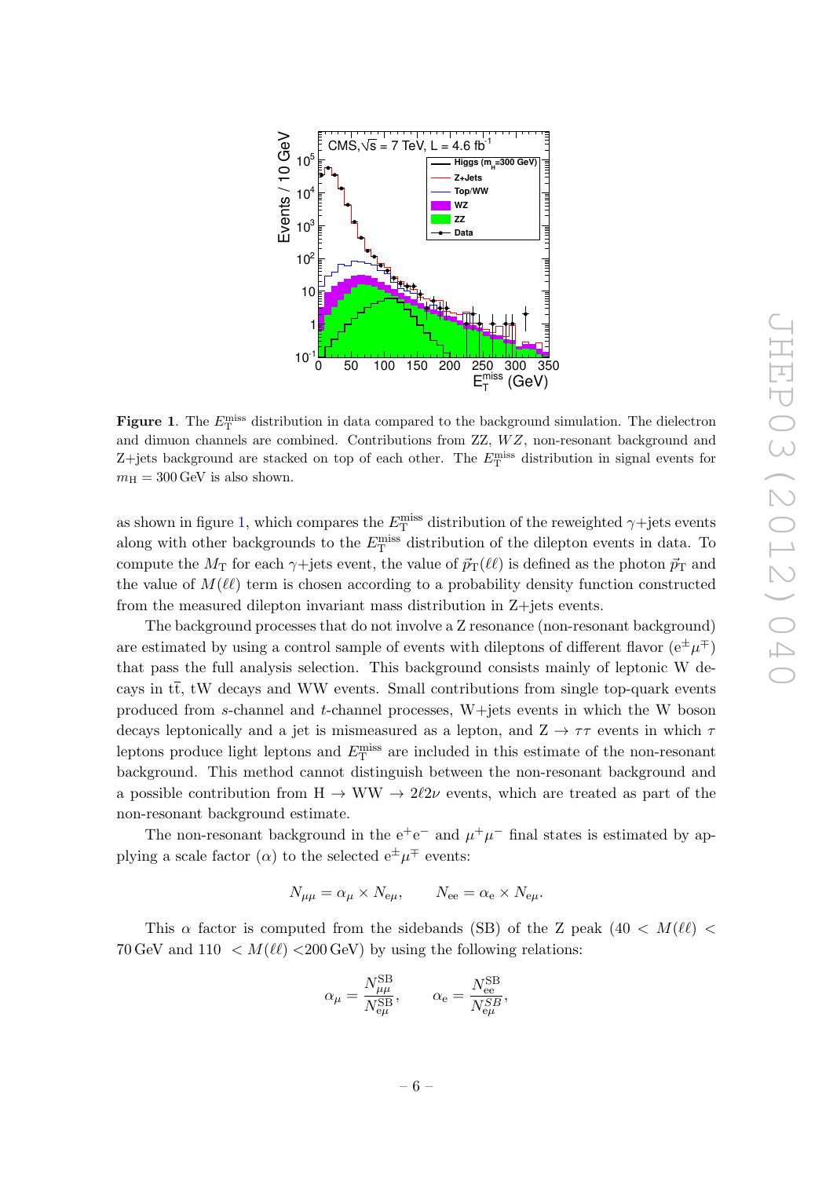**Figure 1**. The $E_T^{miss}$ distribution in data compared to the background simulation. The dielectron and dimuon channels are combined. Contributions from ZZ, $WZ$, non-resonant background and Z+jets background are stacked on top of each other. The $E_T^{miss}$ distribution in signal events for $m_H = 300$ GeV is also shown.

as shown in figure 1, which compares the $E_T^{miss}$ distribution of the reweighted $\gamma$+jets events along with other backgrounds to the $E_T^{miss}$ distribution of the dilepton events in data. To compute the $M_T$ for each $\gamma$+jets event, the value of $\vec{p}_T(\ell\ell)$ is defined as the photon $\vec{p}_T$ and the value of $M(\ell\ell)$ term is chosen according to a probability density function constructed from the measured dilepton invariant mass distribution in Z+jets events.

The background processes that do not involve a Z resonance (non-resonant background) are estimated by using a control sample of events with dileptons of different flavor ($e^{\pm}\mu^{\mp}$) that pass the full analysis selection. This background consists mainly of leptonic W decays in $t\bar{t}$, tW decays and WW events. Small contributions from single top-quark events produced from $s$-channel and $t$-channel processes, W+jets events in which the W boson decays leptonically and a jet is mismeasured as a lepton, and $Z \to \tau\tau$ events in which $\tau$ leptons produce light leptons and $E_T^{miss}$ are included in this estimate of the non-resonant background. This method cannot distinguish between the non-resonant background and a possible contribution from $H \to WW \to 2\ell 2\nu$ events, which are treated as part of the non-resonant background estimate.

The non-resonant background in the $e^+e^-$ and $\mu^+\mu^-$ final states is estimated by applying a scale factor ($\alpha$) to the selected $e^{\pm}\mu^{\mp}$ events:

$$N_{\mu\mu} = \alpha_{\mu} \times N_{e\mu}, \qquad N_{ee} = \alpha_{e} \times N_{e\mu}.$$

This $\alpha$ factor is computed from the sidebands (SB) of the Z peak ($40 < M(\ell\ell) < 70$ GeV and $110 < M(\ell\ell) < 200$ GeV) by using the following relations:

$$\alpha_{\mu} = \frac{N_{\mu\mu}^{SB}}{N_{e\mu}^{SB}}, \qquad \alpha_{e} = \frac{N_{ee}^{SB}}{N_{e\mu}^{SB}},$$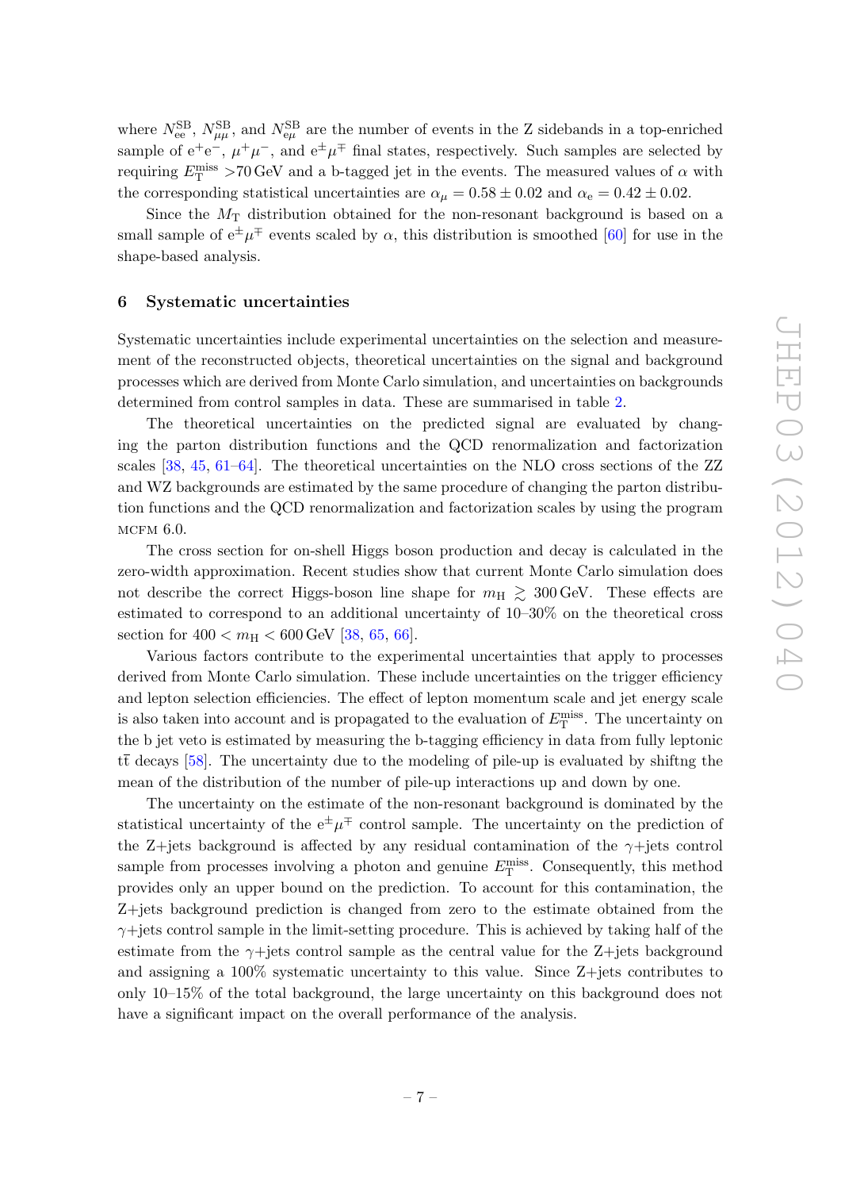where $N_{ee}^{SB}$, $N_{\mu\mu}^{SB}$, and $N_{e\mu}^{SB}$ are the number of events in the Z sidebands in a top-enriched sample of $e^+e^-$, $\mu^+\mu^-$, and $e^\pm\mu^\mp$ final states, respectively. Such samples are selected by requiring $E_T^{miss} > 70\,\text{GeV}$ and a b-tagged jet in the events. The measured values of $\alpha$ with the corresponding statistical uncertainties are $\alpha_\mu = 0.58 \pm 0.02$ and $\alpha_e = 0.42 \pm 0.02$.

Since the $M_T$ distribution obtained for the non-resonant background is based on a small sample of $e^\pm\mu^\mp$ events scaled by $\alpha$, this distribution is smoothed [60] for use in the shape-based analysis.

## 6 Systematic uncertainties

Systematic uncertainties include experimental uncertainties on the selection and measurement of the reconstructed objects, theoretical uncertainties on the signal and background processes which are derived from Monte Carlo simulation, and uncertainties on backgrounds determined from control samples in data. These are summarised in table 2.

The theoretical uncertainties on the predicted signal are evaluated by changing the parton distribution functions and the QCD renormalization and factorization scales [38, 45, 61–64]. The theoretical uncertainties on the NLO cross sections of the ZZ and WZ backgrounds are estimated by the same procedure of changing the parton distribution functions and the QCD renormalization and factorization scales by using the program MCFM 6.0.

The cross section for on-shell Higgs boson production and decay is calculated in the zero-width approximation. Recent studies show that current Monte Carlo simulation does not describe the correct Higgs-boson line shape for $m_H \gtrsim 300\,\text{GeV}$. These effects are estimated to correspond to an additional uncertainty of 10–30% on the theoretical cross section for $400 < m_H < 600\,\text{GeV}$ [38, 65, 66].

Various factors contribute to the experimental uncertainties that apply to processes derived from Monte Carlo simulation. These include uncertainties on the trigger efficiency and lepton selection efficiencies. The effect of lepton momentum scale and jet energy scale is also taken into account and is propagated to the evaluation of $E_T^{miss}$. The uncertainty on the b jet veto is estimated by measuring the b-tagging efficiency in data from fully leptonic $t\bar{t}$ decays [58]. The uncertainty due to the modeling of pile-up is evaluated by shiftng the mean of the distribution of the number of pile-up interactions up and down by one.

The uncertainty on the estimate of the non-resonant background is dominated by the statistical uncertainty of the $e^\pm\mu^\mp$ control sample. The uncertainty on the prediction of the Z+jets background is affected by any residual contamination of the $\gamma$+jets control sample from processes involving a photon and genuine $E_T^{miss}$. Consequently, this method provides only an upper bound on the prediction. To account for this contamination, the Z+jets background prediction is changed from zero to the estimate obtained from the $\gamma$+jets control sample in the limit-setting procedure. This is achieved by taking half of the estimate from the $\gamma$+jets control sample as the central value for the Z+jets background and assigning a 100% systematic uncertainty to this value. Since Z+jets contributes to only 10–15% of the total background, the large uncertainty on this background does not have a significant impact on the overall performance of the analysis.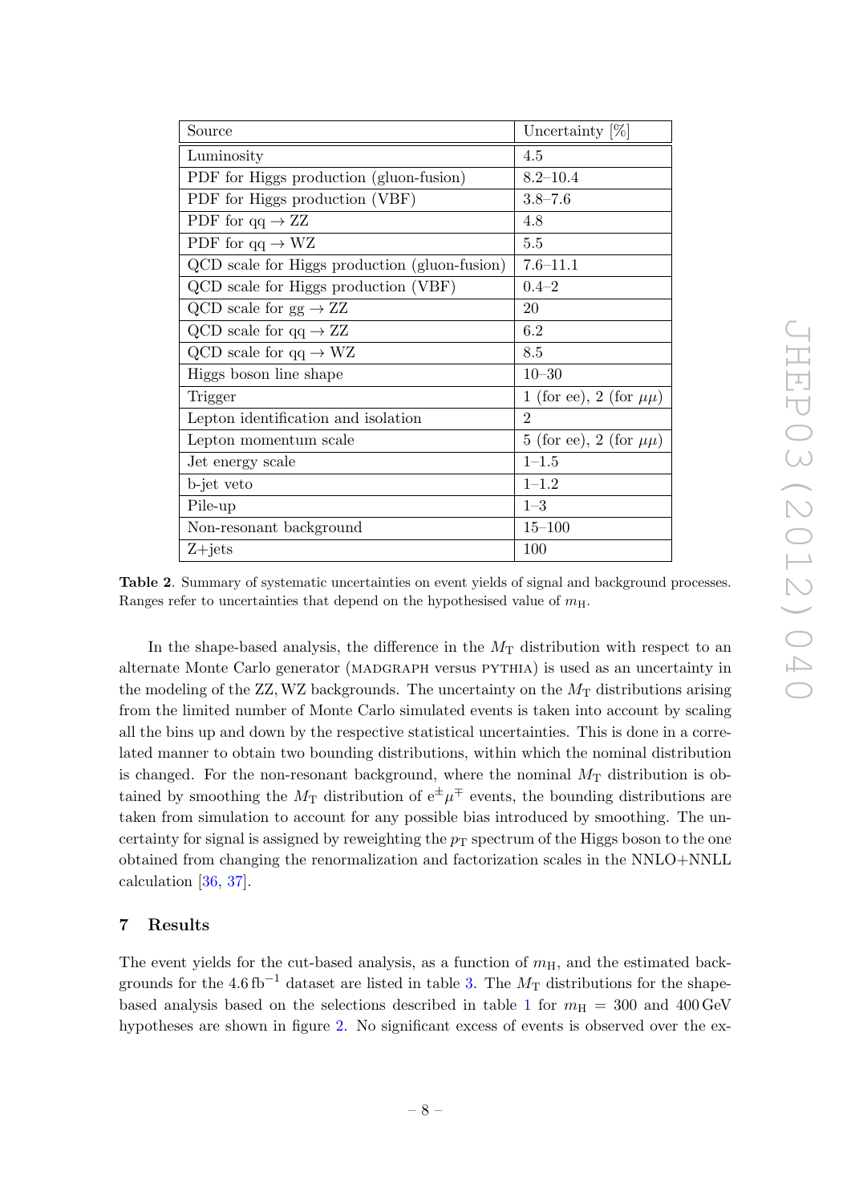| Source | Uncertainty [%] |
|---|---|
| Luminosity | 4.5 |
| PDF for Higgs production (gluon-fusion) | 8.2–10.4 |
| PDF for Higgs production (VBF) | 3.8–7.6 |
| PDF for qq $\to$ ZZ | 4.8 |
| PDF for qq $\to$ WZ | 5.5 |
| QCD scale for Higgs production (gluon-fusion) | 7.6–11.1 |
| QCD scale for Higgs production (VBF) | 0.4–2 |
| QCD scale for gg $\to$ ZZ | 20 |
| QCD scale for qq $\to$ ZZ | 6.2 |
| QCD scale for qq $\to$ WZ | 8.5 |
| Higgs boson line shape | 10–30 |
| Trigger | 1 (for ee), 2 (for $\mu\mu$) |
| Lepton identification and isolation | 2 |
| Lepton momentum scale | 5 (for ee), 2 (for $\mu\mu$) |
| Jet energy scale | 1–1.5 |
| b-jet veto | 1–1.2 |
| Pile-up | 1–3 |
| Non-resonant background | 15–100 |
| Z+jets | 100 |

**Table 2**. Summary of systematic uncertainties on event yields of signal and background processes. Ranges refer to uncertainties that depend on the hypothesised value of $m_{\mathrm{H}}$.

In the shape-based analysis, the difference in the $M_{\mathrm{T}}$ distribution with respect to an alternate Monte Carlo generator (MADGRAPH versus PYTHIA) is used as an uncertainty in the modeling of the ZZ, WZ backgrounds. The uncertainty on the $M_{\mathrm{T}}$ distributions arising from the limited number of Monte Carlo simulated events is taken into account by scaling all the bins up and down by the respective statistical uncertainties. This is done in a correlated manner to obtain two bounding distributions, within which the nominal distribution is changed. For the non-resonant background, where the nominal $M_{\mathrm{T}}$ distribution is obtained by smoothing the $M_{\mathrm{T}}$ distribution of $\mathrm{e}^{\pm}\mu^{\mp}$ events, the bounding distributions are taken from simulation to account for any possible bias introduced by smoothing. The uncertainty for signal is assigned by reweighting the $p_{\mathrm{T}}$ spectrum of the Higgs boson to the one obtained from changing the renormalization and factorization scales in the NNLO+NNLL calculation [36, 37].

## 7 Results

The event yields for the cut-based analysis, as a function of $m_{\mathrm{H}}$, and the estimated backgrounds for the 4.6 $\mathrm{fb}^{-1}$ dataset are listed in table 3. The $M_{\mathrm{T}}$ distributions for the shape-based analysis based on the selections described in table 1 for $m_{\mathrm{H}}$ = 300 and 400 GeV hypotheses are shown in figure 2. No significant excess of events is observed over the ex-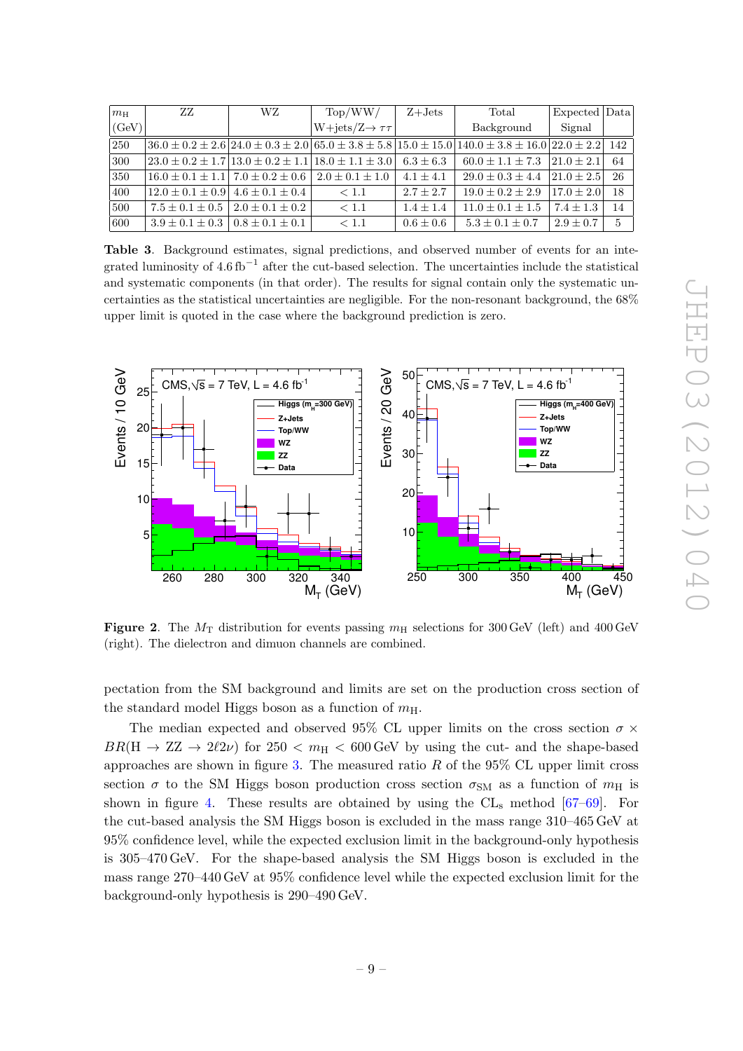| $m_H$ (GeV) | ZZ | WZ | Top/WW/ W+jets/Z$\to \tau\tau$ | Z+Jets | Total Background | Expected Signal | Data |
|---|---|---|---|---|---|---|---|
| 250 | $36.0 \pm 0.2 \pm 2.6$ | $24.0 \pm 0.3 \pm 2.0$ | $65.0 \pm 3.8 \pm 5.8$ | $15.0 \pm 15.0$ | $140.0 \pm 3.8 \pm 16.0$ | $22.0 \pm 2.2$ | 142 |
| 300 | $23.0 \pm 0.2 \pm 1.7$ | $13.0 \pm 0.2 \pm 1.1$ | $18.0 \pm 1.1 \pm 3.0$ | $6.3 \pm 6.3$ | $60.0 \pm 1.1 \pm 7.3$ | $21.0 \pm 2.1$ | 64 |
| 350 | $16.0 \pm 0.1 \pm 1.1$ | $7.0 \pm 0.2 \pm 0.6$ | $2.0 \pm 0.1 \pm 1.0$ | $4.1 \pm 4.1$ | $29.0 \pm 0.3 \pm 4.4$ | $21.0 \pm 2.5$ | 26 |
| 400 | $12.0 \pm 0.1 \pm 0.9$ | $4.6 \pm 0.1 \pm 0.4$ | $< 1.1$ | $2.7 \pm 2.7$ | $19.0 \pm 0.2 \pm 2.9$ | $17.0 \pm 2.0$ | 18 |
| 500 | $7.5 \pm 0.1 \pm 0.5$ | $2.0 \pm 0.1 \pm 0.2$ | $< 1.1$ | $1.4 \pm 1.4$ | $11.0 \pm 0.1 \pm 1.5$ | $7.4 \pm 1.3$ | 14 |
| 600 | $3.9 \pm 0.1 \pm 0.3$ | $0.8 \pm 0.1 \pm 0.1$ | $< 1.1$ | $0.6 \pm 0.6$ | $5.3 \pm 0.1 \pm 0.7$ | $2.9 \pm 0.7$ | 5 |

**Table 3**. Background estimates, signal predictions, and observed number of events for an integrated luminosity of 4.6 $\mathrm{fb}^{-1}$ after the cut-based selection. The uncertainties include the statistical and systematic components (in that order). The results for signal contain only the systematic uncertainties as the statistical uncertainties are negligible. For the non-resonant background, the 68% upper limit is quoted in the case where the background prediction is zero.

**Figure 2**. The $M_T$ distribution for events passing $m_H$ selections for 300 GeV (left) and 400 GeV (right). The dielectron and dimuon channels are combined.

pectation from the SM background and limits are set on the production cross section of the standard model Higgs boson as a function of $m_H$.

The median expected and observed 95% CL upper limits on the cross section $\sigma \times BR(H \to ZZ \to 2\ell 2\nu)$ for $250 < m_H < 600$ GeV by using the cut- and the shape-based approaches are shown in figure 3. The measured ratio $R$ of the 95% CL upper limit cross section $\sigma$ to the SM Higgs boson production cross section $\sigma_{SM}$ as a function of $m_H$ is shown in figure 4. These results are obtained by using the $CL_s$ method [67–69]. For the cut-based analysis the SM Higgs boson is excluded in the mass range 310–465 GeV at 95% confidence level, while the expected exclusion limit in the background-only hypothesis is 305–470 GeV. For the shape-based analysis the SM Higgs boson is excluded in the mass range 270–440 GeV at 95% confidence level while the expected exclusion limit for the background-only hypothesis is 290–490 GeV.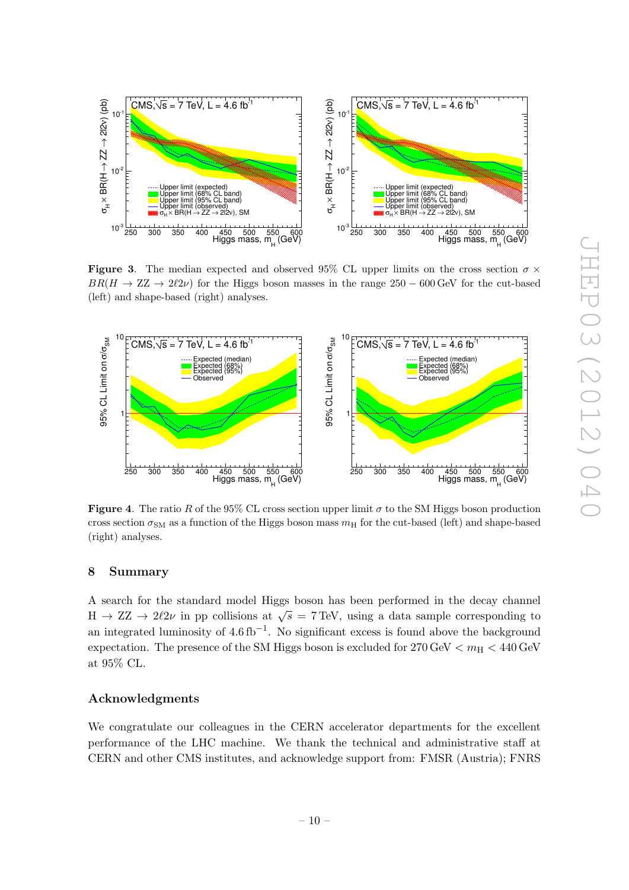**Figure 3**. The median expected and observed 95% CL upper limits on the cross section $\sigma \times BR(H \to \mathrm{ZZ} \to 2\ell 2\nu)$ for the Higgs boson masses in the range $250 - 600\,\mathrm{GeV}$ for the cut-based (left) and shape-based (right) analyses.

**Figure 4**. The ratio $R$ of the 95% CL cross section upper limit $\sigma$ to the SM Higgs boson production cross section $\sigma_{\mathrm{SM}}$ as a function of the Higgs boson mass $m_{\mathrm{H}}$ for the cut-based (left) and shape-based (right) analyses.

## 8 Summary

A search for the standard model Higgs boson has been performed in the decay channel $\mathrm{H} \to \mathrm{ZZ} \to 2\ell 2\nu$ in pp collisions at $\sqrt{s} = 7\,\mathrm{TeV}$, using a data sample corresponding to an integrated luminosity of $4.6\,\mathrm{fb}^{-1}$. No significant excess is found above the background expectation. The presence of the SM Higgs boson is excluded for $270\,\mathrm{GeV} < m_{\mathrm{H}} < 440\,\mathrm{GeV}$ at 95% CL.

## Acknowledgments

We congratulate our colleagues in the CERN accelerator departments for the excellent performance of the LHC machine. We thank the technical and administrative staff at CERN and other CMS institutes, and acknowledge support from: FMSR (Austria); FNRS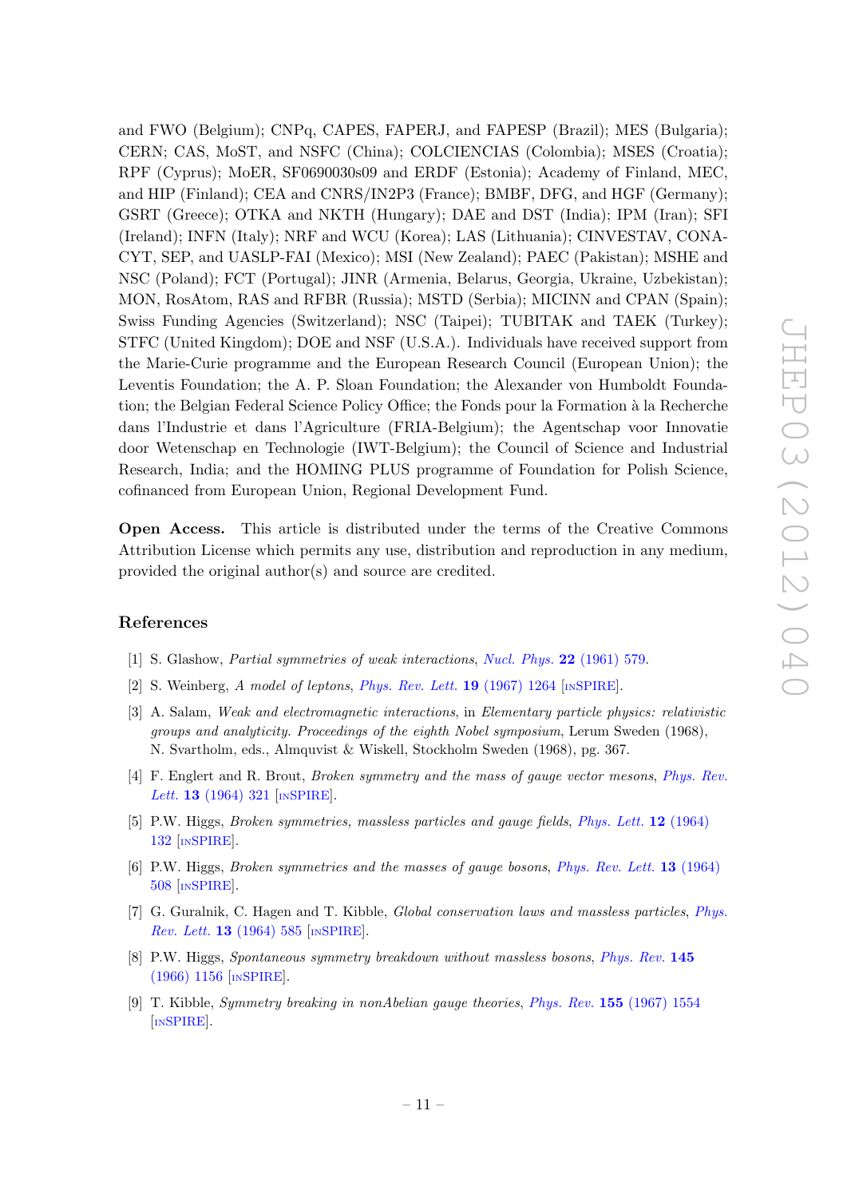and FWO (Belgium); CNPq, CAPES, FAPERJ, and FAPESP (Brazil); MES (Bulgaria); CERN; CAS, MoST, and NSFC (China); COLCIENCIAS (Colombia); MSES (Croatia); RPF (Cyprus); MoER, SF0690030s09 and ERDF (Estonia); Academy of Finland, MEC, and HIP (Finland); CEA and CNRS/IN2P3 (France); BMBF, DFG, and HGF (Germany); GSRT (Greece); OTKA and NKTH (Hungary); DAE and DST (India); IPM (Iran); SFI (Ireland); INFN (Italy); NRF and WCU (Korea); LAS (Lithuania); CINVESTAV, CONACYT, SEP, and UASLP-FAI (Mexico); MSI (New Zealand); PAEC (Pakistan); MSHE and NSC (Poland); FCT (Portugal); JINR (Armenia, Belarus, Georgia, Ukraine, Uzbekistan); MON, RosAtom, RAS and RFBR (Russia); MSTD (Serbia); MICINN and CPAN (Spain); Swiss Funding Agencies (Switzerland); NSC (Taipei); TUBITAK and TAEK (Turkey); STFC (United Kingdom); DOE and NSF (U.S.A.). Individuals have received support from the Marie-Curie programme and the European Research Council (European Union); the Leventis Foundation; the A. P. Sloan Foundation; the Alexander von Humboldt Foundation; the Belgian Federal Science Policy Office; the Fonds pour la Formation à la Recherche dans l'Industrie et dans l'Agriculture (FRIA-Belgium); the Agentschap voor Innovatie door Wetenschap en Technologie (IWT-Belgium); the Council of Science and Industrial Research, India; and the HOMING PLUS programme of Foundation for Polish Science, cofinanced from European Union, Regional Development Fund.

**Open Access.** This article is distributed under the terms of the Creative Commons Attribution License which permits any use, distribution and reproduction in any medium, provided the original author(s) and source are credited.

## References

[1] S. Glashow, *Partial symmetries of weak interactions*, *Nucl. Phys.* **22** (1961) 579.

[2] S. Weinberg, *A model of leptons*, *Phys. Rev. Lett.* **19** (1967) 1264 [INSPIRE].

[3] A. Salam, *Weak and electromagnetic interactions*, in *Elementary particle physics: relativistic groups and analyticity. Proceedings of the eighth Nobel symposium*, Lerum Sweden (1968), N. Svartholm, eds., Almquvist & Wiskell, Stockholm Sweden (1968), pg. 367.

[4] F. Englert and R. Brout, *Broken symmetry and the mass of gauge vector mesons*, *Phys. Rev. Lett.* **13** (1964) 321 [INSPIRE].

[5] P.W. Higgs, *Broken symmetries, massless particles and gauge fields*, *Phys. Lett.* **12** (1964) 132 [INSPIRE].

[6] P.W. Higgs, *Broken symmetries and the masses of gauge bosons*, *Phys. Rev. Lett.* **13** (1964) 508 [INSPIRE].

[7] G. Guralnik, C. Hagen and T. Kibble, *Global conservation laws and massless particles*, *Phys. Rev. Lett.* **13** (1964) 585 [INSPIRE].

[8] P.W. Higgs, *Spontaneous symmetry breakdown without massless bosons*, *Phys. Rev.* **145** (1966) 1156 [INSPIRE].

[9] T. Kibble, *Symmetry breaking in nonAbelian gauge theories*, *Phys. Rev.* **155** (1967) 1554 [INSPIRE].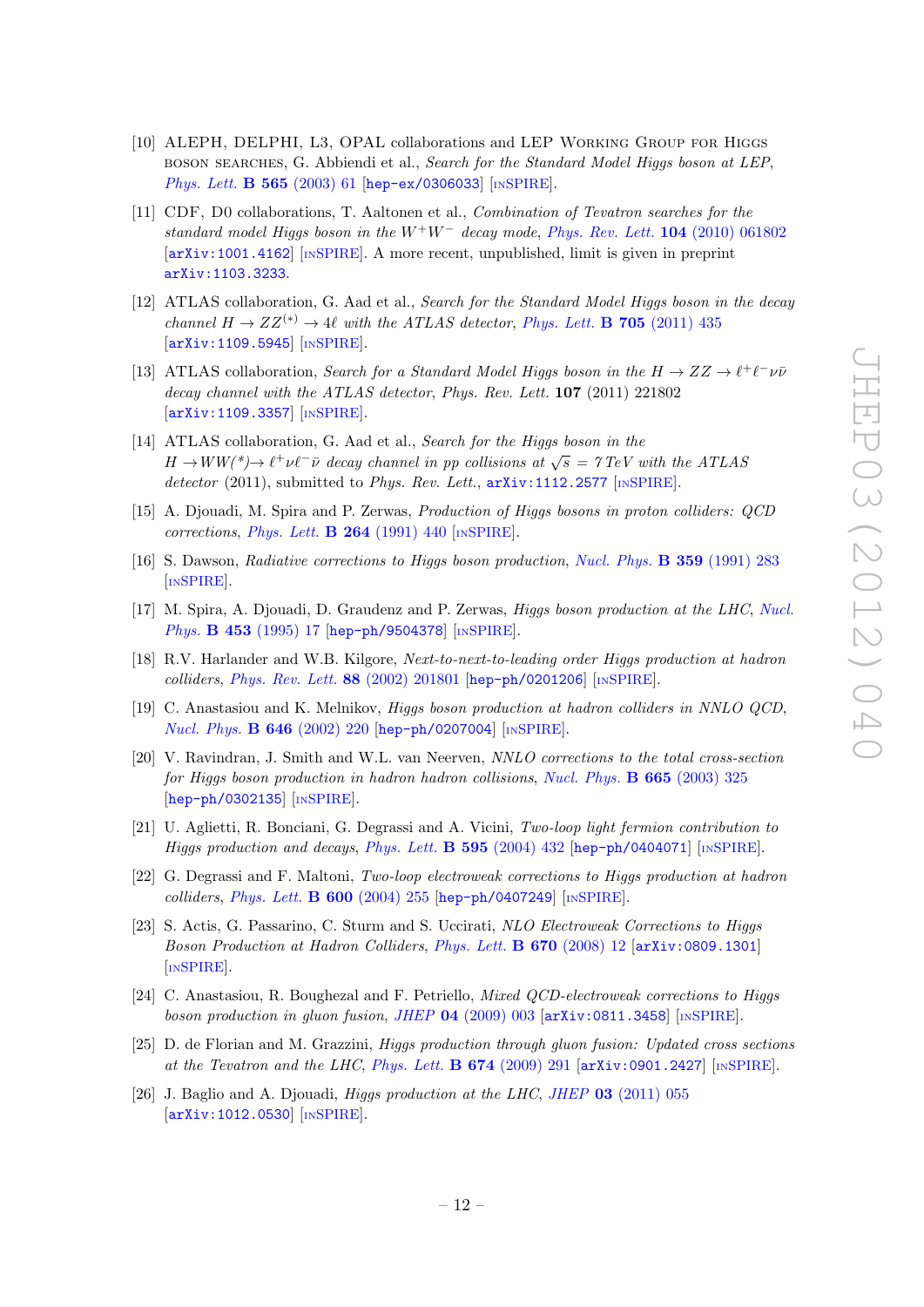- [10] ALEPH, DELPHI, L3, OPAL collaborations and LEP Working Group for Higgs boson searches, G. Abbiendi et al., *Search for the Standard Model Higgs boson at LEP*, *Phys. Lett.* **B 565** (2003) 61 [hep-ex/0306033] [INSPIRE].
- [11] CDF, D0 collaborations, T. Aaltonen et al., *Combination of Tevatron searches for the standard model Higgs boson in the $W^+W^-$ decay mode*, *Phys. Rev. Lett.* **104** (2010) 061802 [arXiv:1001.4162] [INSPIRE]. A more recent, unpublished, limit is given in preprint arXiv:1103.3233.
- [12] ATLAS collaboration, G. Aad et al., *Search for the Standard Model Higgs boson in the decay channel $H \to ZZ^{(*)} \to 4\ell$ with the ATLAS detector*, *Phys. Lett.* **B 705** (2011) 435 [arXiv:1109.5945] [INSPIRE].
- [13] ATLAS collaboration, *Search for a Standard Model Higgs boson in the $H \to ZZ \to \ell^+\ell^-\nu\bar{\nu}$ decay channel with the ATLAS detector*, Phys. Rev. Lett. **107** (2011) 221802 [arXiv:1109.3357] [INSPIRE].
- [14] ATLAS collaboration, G. Aad et al., *Search for the Higgs boson in the $H \to WW(^*) \to \ell^+\nu\ell^-\bar{\nu}$ decay channel in pp collisions at $\sqrt{s} = 7\,TeV$ with the ATLAS detector* (2011), submitted to *Phys. Rev. Lett.*, arXiv:1112.2577 [INSPIRE].
- [15] A. Djouadi, M. Spira and P. Zerwas, *Production of Higgs bosons in proton colliders: QCD corrections*, *Phys. Lett.* **B 264** (1991) 440 [INSPIRE].
- [16] S. Dawson, *Radiative corrections to Higgs boson production*, *Nucl. Phys.* **B 359** (1991) 283 [INSPIRE].
- [17] M. Spira, A. Djouadi, D. Graudenz and P. Zerwas, *Higgs boson production at the LHC*, *Nucl. Phys.* **B 453** (1995) 17 [hep-ph/9504378] [INSPIRE].
- [18] R.V. Harlander and W.B. Kilgore, *Next-to-next-to-leading order Higgs production at hadron colliders*, *Phys. Rev. Lett.* **88** (2002) 201801 [hep-ph/0201206] [INSPIRE].
- [19] C. Anastasiou and K. Melnikov, *Higgs boson production at hadron colliders in NNLO QCD*, *Nucl. Phys.* **B 646** (2002) 220 [hep-ph/0207004] [INSPIRE].
- [20] V. Ravindran, J. Smith and W.L. van Neerven, *NNLO corrections to the total cross-section for Higgs boson production in hadron hadron collisions*, *Nucl. Phys.* **B 665** (2003) 325 [hep-ph/0302135] [INSPIRE].
- [21] U. Aglietti, R. Bonciani, G. Degrassi and A. Vicini, *Two-loop light fermion contribution to Higgs production and decays*, *Phys. Lett.* **B 595** (2004) 432 [hep-ph/0404071] [INSPIRE].
- [22] G. Degrassi and F. Maltoni, *Two-loop electroweak corrections to Higgs production at hadron colliders*, *Phys. Lett.* **B 600** (2004) 255 [hep-ph/0407249] [INSPIRE].
- [23] S. Actis, G. Passarino, C. Sturm and S. Uccirati, *NLO Electroweak Corrections to Higgs Boson Production at Hadron Colliders*, *Phys. Lett.* **B 670** (2008) 12 [arXiv:0809.1301] [INSPIRE].
- [24] C. Anastasiou, R. Boughezal and F. Petriello, *Mixed QCD-electroweak corrections to Higgs boson production in gluon fusion*, *JHEP* **04** (2009) 003 [arXiv:0811.3458] [INSPIRE].
- [25] D. de Florian and M. Grazzini, *Higgs production through gluon fusion: Updated cross sections at the Tevatron and the LHC*, *Phys. Lett.* **B 674** (2009) 291 [arXiv:0901.2427] [INSPIRE].
- [26] J. Baglio and A. Djouadi, *Higgs production at the LHC*, *JHEP* **03** (2011) 055 [arXiv:1012.0530] [INSPIRE].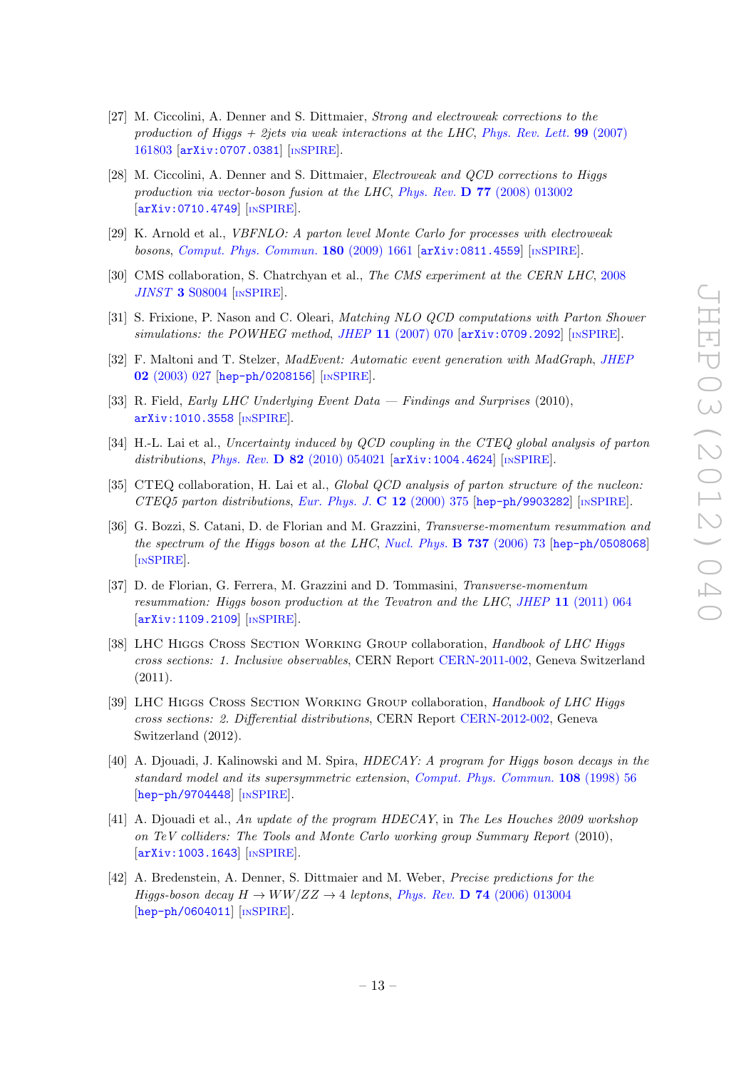[27] M. Ciccolini, A. Denner and S. Dittmaier, *Strong and electroweak corrections to the production of Higgs + 2jets via weak interactions at the LHC*, Phys. Rev. Lett. **99** (2007) 161803 [arXiv:0707.0381] [INSPIRE].

[28] M. Ciccolini, A. Denner and S. Dittmaier, *Electroweak and QCD corrections to Higgs production via vector-boson fusion at the LHC*, Phys. Rev. **D 77** (2008) 013002 [arXiv:0710.4749] [INSPIRE].

[29] K. Arnold et al., *VBFNLO: A parton level Monte Carlo for processes with electroweak bosons*, Comput. Phys. Commun. **180** (2009) 1661 [arXiv:0811.4559] [INSPIRE].

[30] CMS collaboration, S. Chatrchyan et al., *The CMS experiment at the CERN LHC*, 2008 *JINST* **3** S08004 [INSPIRE].

[31] S. Frixione, P. Nason and C. Oleari, *Matching NLO QCD computations with Parton Shower simulations: the POWHEG method*, JHEP **11** (2007) 070 [arXiv:0709.2092] [INSPIRE].

[32] F. Maltoni and T. Stelzer, *MadEvent: Automatic event generation with MadGraph*, JHEP **02** (2003) 027 [hep-ph/0208156] [INSPIRE].

[33] R. Field, *Early LHC Underlying Event Data — Findings and Surprises* (2010), arXiv:1010.3558 [INSPIRE].

[34] H.-L. Lai et al., *Uncertainty induced by QCD coupling in the CTEQ global analysis of parton distributions*, Phys. Rev. **D 82** (2010) 054021 [arXiv:1004.4624] [INSPIRE].

[35] CTEQ collaboration, H. Lai et al., *Global QCD analysis of parton structure of the nucleon: CTEQ5 parton distributions*, Eur. Phys. J. **C 12** (2000) 375 [hep-ph/9903282] [INSPIRE].

[36] G. Bozzi, S. Catani, D. de Florian and M. Grazzini, *Transverse-momentum resummation and the spectrum of the Higgs boson at the LHC*, Nucl. Phys. **B 737** (2006) 73 [hep-ph/0508068] [INSPIRE].

[37] D. de Florian, G. Ferrera, M. Grazzini and D. Tommasini, *Transverse-momentum resummation: Higgs boson production at the Tevatron and the LHC*, JHEP **11** (2011) 064 [arXiv:1109.2109] [INSPIRE].

[38] LHC Higgs Cross Section Working Group collaboration, *Handbook of LHC Higgs cross sections: 1. Inclusive observables*, CERN Report CERN-2011-002, Geneva Switzerland (2011).

[39] LHC Higgs Cross Section Working Group collaboration, *Handbook of LHC Higgs cross sections: 2. Differential distributions*, CERN Report CERN-2012-002, Geneva Switzerland (2012).

[40] A. Djouadi, J. Kalinowski and M. Spira, *HDECAY: A program for Higgs boson decays in the standard model and its supersymmetric extension*, Comput. Phys. Commun. **108** (1998) 56 [hep-ph/9704448] [INSPIRE].

[41] A. Djouadi et al., *An update of the program HDECAY*, in *The Les Houches 2009 workshop on TeV colliders: The Tools and Monte Carlo working group Summary Report* (2010), [arXiv:1003.1643] [INSPIRE].

[42] A. Bredenstein, A. Denner, S. Dittmaier and M. Weber, *Precise predictions for the Higgs-boson decay $H \to WW/ZZ \to 4$ leptons*, Phys. Rev. **D 74** (2006) 013004 [hep-ph/0604011] [INSPIRE].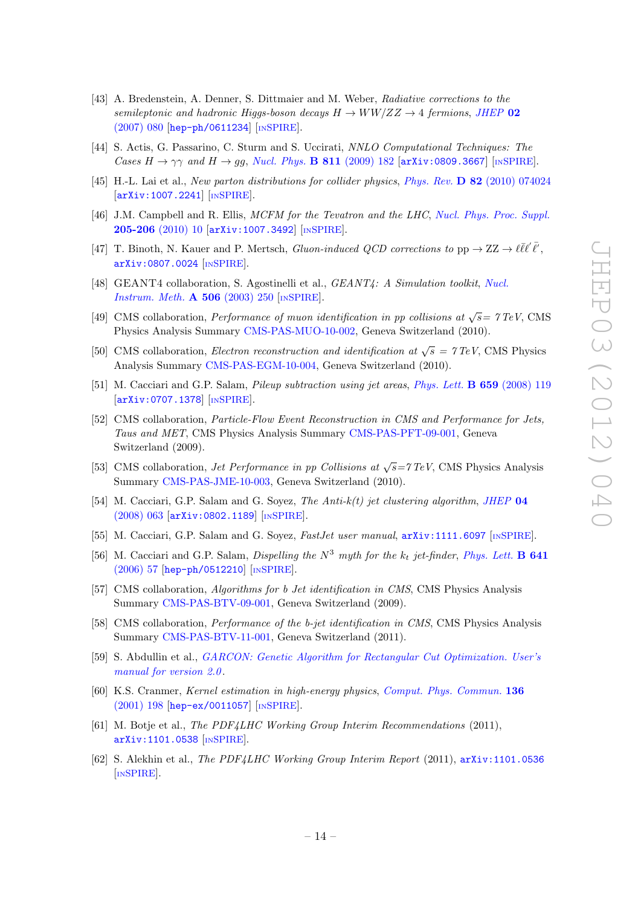- [43] A. Bredenstein, A. Denner, S. Dittmaier and M. Weber, *Radiative corrections to the semileptonic and hadronic Higgs-boson decays $H \to WW/ZZ \to 4$ fermions*, JHEP **02** (2007) 080 [hep-ph/0611234] [INSPIRE].
- [44] S. Actis, G. Passarino, C. Sturm and S. Uccirati, *NNLO Computational Techniques: The Cases $H \to \gamma\gamma$ and $H \to gg$*, Nucl. Phys. **B 811** (2009) 182 [arXiv:0809.3667] [INSPIRE].
- [45] H.-L. Lai et al., *New parton distributions for collider physics*, Phys. Rev. **D 82** (2010) 074024 [arXiv:1007.2241] [INSPIRE].
- [46] J.M. Campbell and R. Ellis, *MCFM for the Tevatron and the LHC*, Nucl. Phys. Proc. Suppl. **205-206** (2010) 10 [arXiv:1007.3492] [INSPIRE].
- [47] T. Binoth, N. Kauer and P. Mertsch, *Gluon-induced QCD corrections to* $\mathrm{pp} \to \mathrm{ZZ} \to \ell\bar{\ell}\ell'\bar{\ell}'$, arXiv:0807.0024 [INSPIRE].
- [48] GEANT4 collaboration, S. Agostinelli et al., *GEANT4: A Simulation toolkit*, Nucl. Instrum. Meth. **A 506** (2003) 250 [INSPIRE].
- [49] CMS collaboration, *Performance of muon identification in pp collisions at $\sqrt{s}$= 7 TeV*, CMS Physics Analysis Summary CMS-PAS-MUO-10-002, Geneva Switzerland (2010).
- [50] CMS collaboration, *Electron reconstruction and identification at $\sqrt{s}$ = 7 TeV*, CMS Physics Analysis Summary CMS-PAS-EGM-10-004, Geneva Switzerland (2010).
- [51] M. Cacciari and G.P. Salam, *Pileup subtraction using jet areas*, Phys. Lett. **B 659** (2008) 119 [arXiv:0707.1378] [INSPIRE].
- [52] CMS collaboration, *Particle-Flow Event Reconstruction in CMS and Performance for Jets, Taus and MET*, CMS Physics Analysis Summary CMS-PAS-PFT-09-001, Geneva Switzerland (2009).
- [53] CMS collaboration, *Jet Performance in pp Collisions at $\sqrt{s}$=7 TeV*, CMS Physics Analysis Summary CMS-PAS-JME-10-003, Geneva Switzerland (2010).
- [54] M. Cacciari, G.P. Salam and G. Soyez, *The Anti-k(t) jet clustering algorithm*, JHEP **04** (2008) 063 [arXiv:0802.1189] [INSPIRE].
- [55] M. Cacciari, G.P. Salam and G. Soyez, *FastJet user manual*, arXiv:1111.6097 [INSPIRE].
- [56] M. Cacciari and G.P. Salam, *Dispelling the $N^3$ myth for the $k_t$ jet-finder*, Phys. Lett. **B 641** (2006) 57 [hep-ph/0512210] [INSPIRE].
- [57] CMS collaboration, *Algorithms for b Jet identification in CMS*, CMS Physics Analysis Summary CMS-PAS-BTV-09-001, Geneva Switzerland (2009).
- [58] CMS collaboration, *Performance of the b-jet identification in CMS*, CMS Physics Analysis Summary CMS-PAS-BTV-11-001, Geneva Switzerland (2011).
- [59] S. Abdullin et al., *GARCON: Genetic Algorithm for Rectangular Cut Optimization. User's manual for version 2.0*.
- [60] K.S. Cranmer, *Kernel estimation in high-energy physics*, Comput. Phys. Commun. **136** (2001) 198 [hep-ex/0011057] [INSPIRE].
- [61] M. Botje et al., *The PDF4LHC Working Group Interim Recommendations* (2011), arXiv:1101.0538 [INSPIRE].
- [62] S. Alekhin et al., *The PDF4LHC Working Group Interim Report* (2011), arXiv:1101.0536 [INSPIRE].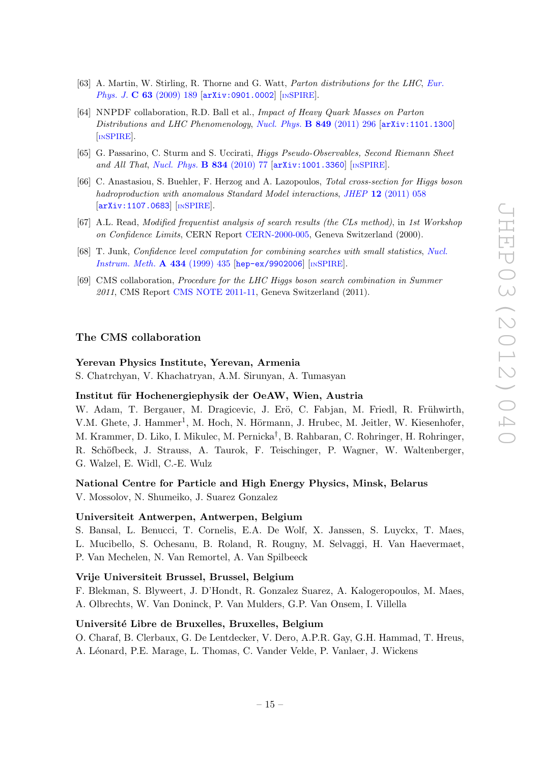[63] A. Martin, W. Stirling, R. Thorne and G. Watt, *Parton distributions for the LHC*, *Eur. Phys. J.* **C 63** (2009) 189 [arXiv:0901.0002] [INSPIRE].

[64] NNPDF collaboration, R.D. Ball et al., *Impact of Heavy Quark Masses on Parton Distributions and LHC Phenomenology*, *Nucl. Phys.* **B 849** (2011) 296 [arXiv:1101.1300] [INSPIRE].

[65] G. Passarino, C. Sturm and S. Uccirati, *Higgs Pseudo-Observables, Second Riemann Sheet and All That*, *Nucl. Phys.* **B 834** (2010) 77 [arXiv:1001.3360] [INSPIRE].

[66] C. Anastasiou, S. Buehler, F. Herzog and A. Lazopoulos, *Total cross-section for Higgs boson hadroproduction with anomalous Standard Model interactions*, *JHEP* **12** (2011) 058 [arXiv:1107.0683] [INSPIRE].

[67] A.L. Read, *Modified frequentist analysis of search results (the CLs method)*, in *1st Workshop on Confidence Limits*, CERN Report CERN-2000-005, Geneva Switzerland (2000).

[68] T. Junk, *Confidence level computation for combining searches with small statistics*, *Nucl. Instrum. Meth.* **A 434** (1999) 435 [hep-ex/9902006] [INSPIRE].

[69] CMS collaboration, *Procedure for the LHC Higgs boson search combination in Summer 2011*, CMS Report CMS NOTE 2011-11, Geneva Switzerland (2011).

## The CMS collaboration

**Yerevan Physics Institute, Yerevan, Armenia**
S. Chatrchyan, V. Khachatryan, A.M. Sirunyan, A. Tumasyan

**Institut für Hochenergiephysik der OeAW, Wien, Austria**
W. Adam, T. Bergauer, M. Dragicevic, J. Erö, C. Fabjan, M. Friedl, R. Frühwirth, V.M. Ghete, J. Hammer[1], M. Hoch, N. Hörmann, J. Hrubec, M. Jeitler, W. Kiesenhofer, M. Krammer, D. Liko, I. Mikulec, M. Pernicka[†], B. Rahbaran, C. Rohringer, H. Rohringer, R. Schöfbeck, J. Strauss, A. Taurok, F. Teischinger, P. Wagner, W. Waltenberger, G. Walzel, E. Widl, C.-E. Wulz

**National Centre for Particle and High Energy Physics, Minsk, Belarus**
V. Mossolov, N. Shumeiko, J. Suarez Gonzalez

**Universiteit Antwerpen, Antwerpen, Belgium**
S. Bansal, L. Benucci, T. Cornelis, E.A. De Wolf, X. Janssen, S. Luyckx, T. Maes, L. Mucibello, S. Ochesanu, B. Roland, R. Rougny, M. Selvaggi, H. Van Haevermaet, P. Van Mechelen, N. Van Remortel, A. Van Spilbeeck

**Vrije Universiteit Brussel, Brussel, Belgium**
F. Blekman, S. Blyweert, J. D'Hondt, R. Gonzalez Suarez, A. Kalogeropoulos, M. Maes, A. Olbrechts, W. Van Doninck, P. Van Mulders, G.P. Van Onsem, I. Villella

**Université Libre de Bruxelles, Bruxelles, Belgium**
O. Charaf, B. Clerbaux, G. De Lentdecker, V. Dero, A.P.R. Gay, G.H. Hammad, T. Hreus, A. Léonard, P.E. Marage, L. Thomas, C. Vander Velde, P. Vanlaer, J. Wickens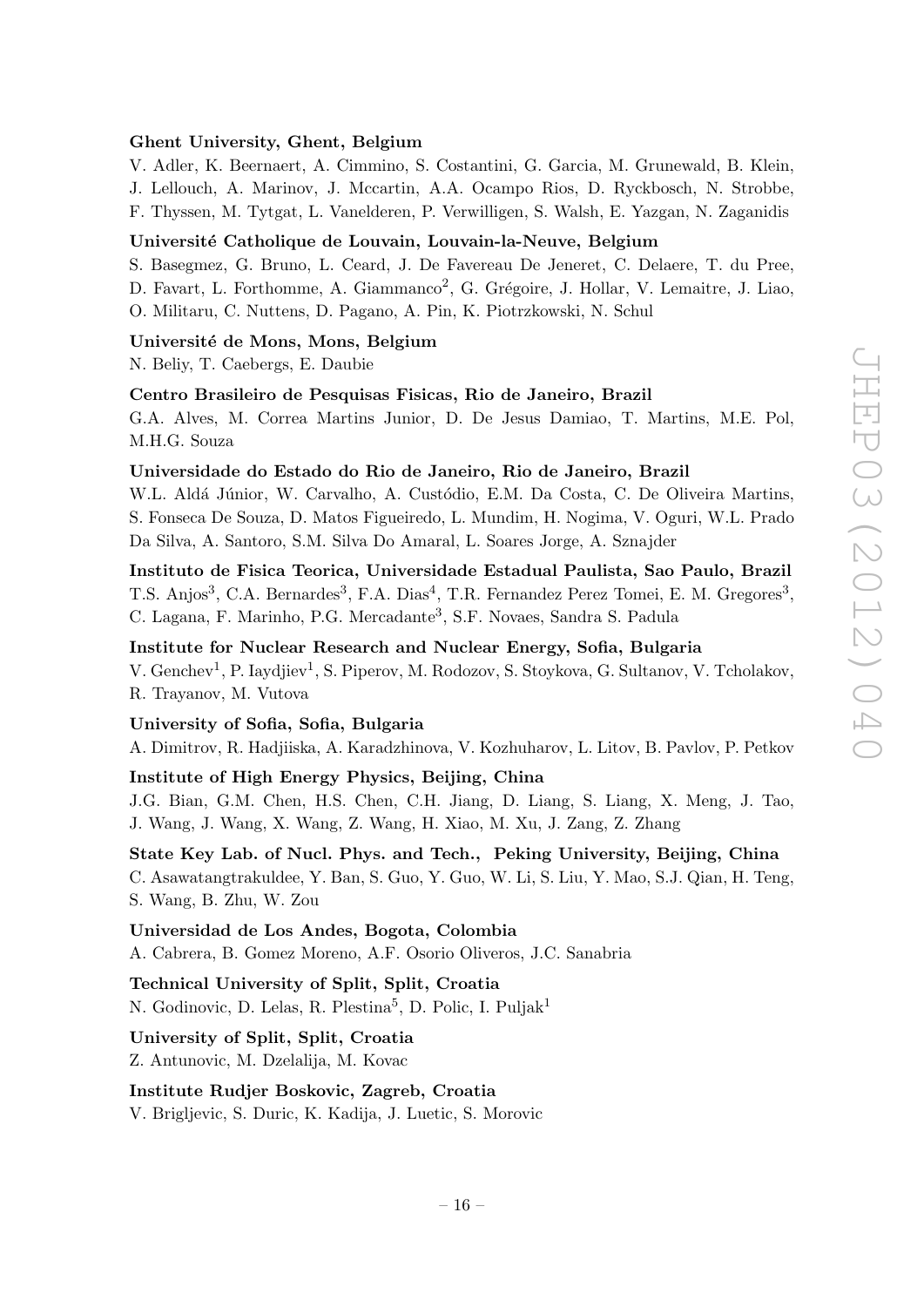**Ghent University, Ghent, Belgium**

V. Adler, K. Beernaert, A. Cimmino, S. Costantini, G. Garcia, M. Grunewald, B. Klein, J. Lellouch, A. Marinov, J. Mccartin, A.A. Ocampo Rios, D. Ryckbosch, N. Strobbe, F. Thyssen, M. Tytgat, L. Vanelderen, P. Verwilligen, S. Walsh, E. Yazgan, N. Zaganidis

**Université Catholique de Louvain, Louvain-la-Neuve, Belgium**

S. Basegmez, G. Bruno, L. Ceard, J. De Favereau De Jeneret, C. Delaere, T. du Pree, D. Favart, L. Forthomme, A. Giammanco[2], G. Grégoire, J. Hollar, V. Lemaitre, J. Liao, O. Militaru, C. Nuttens, D. Pagano, A. Pin, K. Piotrzkowski, N. Schul

**Université de Mons, Mons, Belgium**

N. Beliy, T. Caebergs, E. Daubie

**Centro Brasileiro de Pesquisas Fisicas, Rio de Janeiro, Brazil**

G.A. Alves, M. Correa Martins Junior, D. De Jesus Damiao, T. Martins, M.E. Pol, M.H.G. Souza

**Universidade do Estado do Rio de Janeiro, Rio de Janeiro, Brazil**

W.L. Aldá Júnior, W. Carvalho, A. Custódio, E.M. Da Costa, C. De Oliveira Martins, S. Fonseca De Souza, D. Matos Figueiredo, L. Mundim, H. Nogima, V. Oguri, W.L. Prado Da Silva, A. Santoro, S.M. Silva Do Amaral, L. Soares Jorge, A. Sznajder

**Instituto de Fisica Teorica, Universidade Estadual Paulista, Sao Paulo, Brazil**

T.S. Anjos[3], C.A. Bernardes[3], F.A. Dias[4], T.R. Fernandez Perez Tomei, E. M. Gregores[3], C. Lagana, F. Marinho, P.G. Mercadante[3], S.F. Novaes, Sandra S. Padula

**Institute for Nuclear Research and Nuclear Energy, Sofia, Bulgaria**

V. Genchev[1], P. Iaydjiev[1], S. Piperov, M. Rodozov, S. Stoykova, G. Sultanov, V. Tcholakov, R. Trayanov, M. Vutova

**University of Sofia, Sofia, Bulgaria**

A. Dimitrov, R. Hadjiiska, A. Karadzhinova, V. Kozhuharov, L. Litov, B. Pavlov, P. Petkov

**Institute of High Energy Physics, Beijing, China**

J.G. Bian, G.M. Chen, H.S. Chen, C.H. Jiang, D. Liang, S. Liang, X. Meng, J. Tao, J. Wang, J. Wang, X. Wang, Z. Wang, H. Xiao, M. Xu, J. Zang, Z. Zhang

**State Key Lab. of Nucl. Phys. and Tech., Peking University, Beijing, China**

C. Asawatangtrakuldee, Y. Ban, S. Guo, Y. Guo, W. Li, S. Liu, Y. Mao, S.J. Qian, H. Teng, S. Wang, B. Zhu, W. Zou

**Universidad de Los Andes, Bogota, Colombia**

A. Cabrera, B. Gomez Moreno, A.F. Osorio Oliveros, J.C. Sanabria

**Technical University of Split, Split, Croatia**

N. Godinovic, D. Lelas, R. Plestina[5], D. Polic, I. Puljak[1]

**University of Split, Split, Croatia**

Z. Antunovic, M. Dzelalija, M. Kovac

**Institute Rudjer Boskovic, Zagreb, Croatia**

V. Brigljevic, S. Duric, K. Kadija, J. Luetic, S. Morovic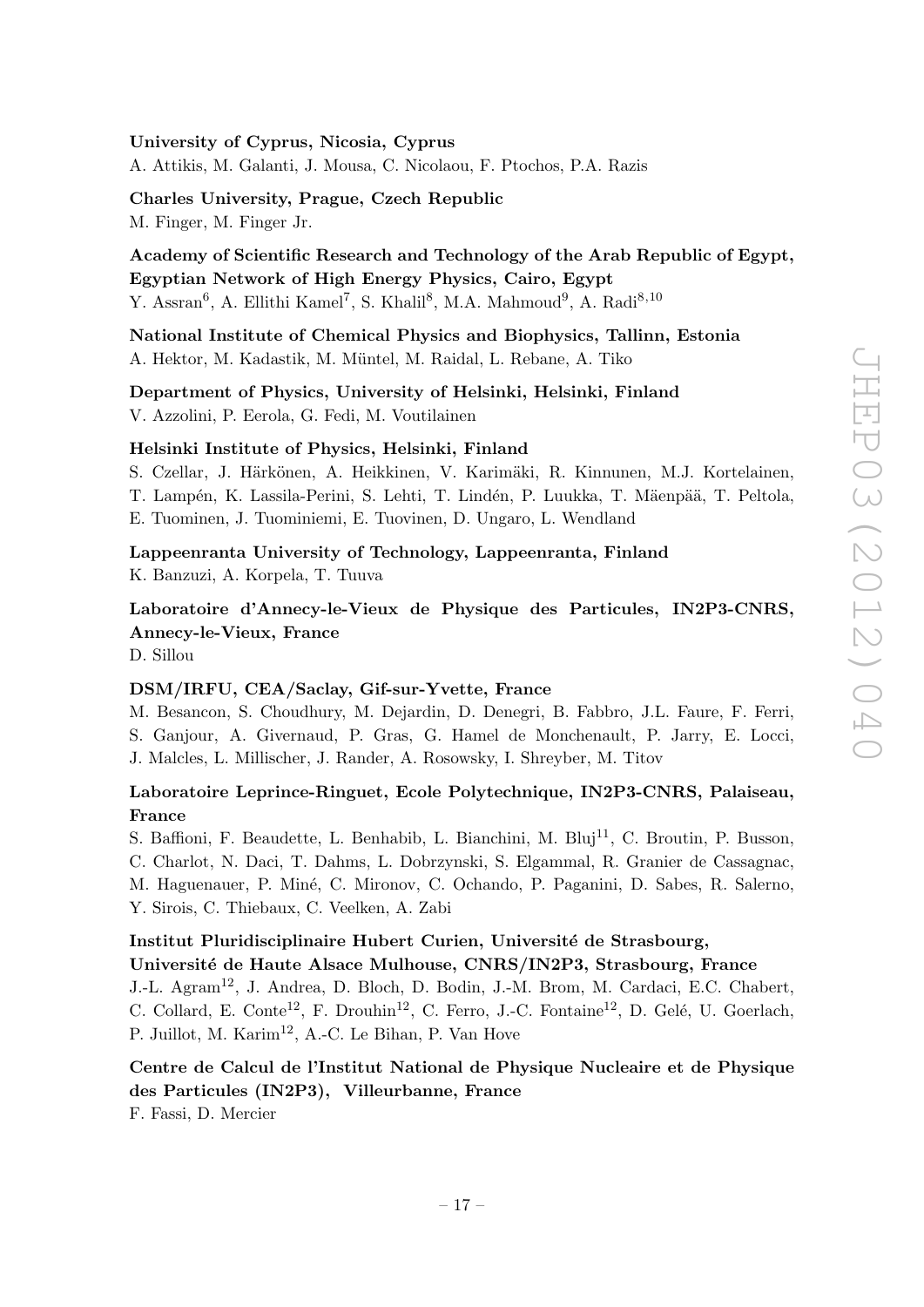**University of Cyprus, Nicosia, Cyprus**
A. Attikis, M. Galanti, J. Mousa, C. Nicolaou, F. Ptochos, P.A. Razis

**Charles University, Prague, Czech Republic**
M. Finger, M. Finger Jr.

**Academy of Scientific Research and Technology of the Arab Republic of Egypt, Egyptian Network of High Energy Physics, Cairo, Egypt**
Y. Assran[6], A. Ellithi Kamel[7], S. Khalil[8], M.A. Mahmoud[9], A. Radi[8,10]

**National Institute of Chemical Physics and Biophysics, Tallinn, Estonia**
A. Hektor, M. Kadastik, M. Müntel, M. Raidal, L. Rebane, A. Tiko

**Department of Physics, University of Helsinki, Helsinki, Finland**
V. Azzolini, P. Eerola, G. Fedi, M. Voutilainen

**Helsinki Institute of Physics, Helsinki, Finland**
S. Czellar, J. Härkönen, A. Heikkinen, V. Karimäki, R. Kinnunen, M.J. Kortelainen, T. Lampén, K. Lassila-Perini, S. Lehti, T. Lindén, P. Luukka, T. Mäenpää, T. Peltola, E. Tuominen, J. Tuominiemi, E. Tuovinen, D. Ungaro, L. Wendland

**Lappeenranta University of Technology, Lappeenranta, Finland**
K. Banzuzi, A. Korpela, T. Tuuva

**Laboratoire d'Annecy-le-Vieux de Physique des Particules, IN2P3-CNRS, Annecy-le-Vieux, France**
D. Sillou

**DSM/IRFU, CEA/Saclay, Gif-sur-Yvette, France**
M. Besancon, S. Choudhury, M. Dejardin, D. Denegri, B. Fabbro, J.L. Faure, F. Ferri, S. Ganjour, A. Givernaud, P. Gras, G. Hamel de Monchenault, P. Jarry, E. Locci, J. Malcles, L. Millischer, J. Rander, A. Rosowsky, I. Shreyber, M. Titov

**Laboratoire Leprince-Ringuet, Ecole Polytechnique, IN2P3-CNRS, Palaiseau, France**
S. Baffioni, F. Beaudette, L. Benhabib, L. Bianchini, M. Bluj[11], C. Broutin, P. Busson, C. Charlot, N. Daci, T. Dahms, L. Dobrzynski, S. Elgammal, R. Granier de Cassagnac, M. Haguenauer, P. Miné, C. Mironov, C. Ochando, P. Paganini, D. Sabes, R. Salerno, Y. Sirois, C. Thiebaux, C. Veelken, A. Zabi

**Institut Pluridisciplinaire Hubert Curien, Université de Strasbourg, Université de Haute Alsace Mulhouse, CNRS/IN2P3, Strasbourg, France**
J.-L. Agram[12], J. Andrea, D. Bloch, D. Bodin, J.-M. Brom, M. Cardaci, E.C. Chabert, C. Collard, E. Conte[12], F. Drouhin[12], C. Ferro, J.-C. Fontaine[12], D. Gelé, U. Goerlach, P. Juillot, M. Karim[12], A.-C. Le Bihan, P. Van Hove

**Centre de Calcul de l'Institut National de Physique Nucleaire et de Physique des Particules (IN2P3), Villeurbanne, France**
F. Fassi, D. Mercier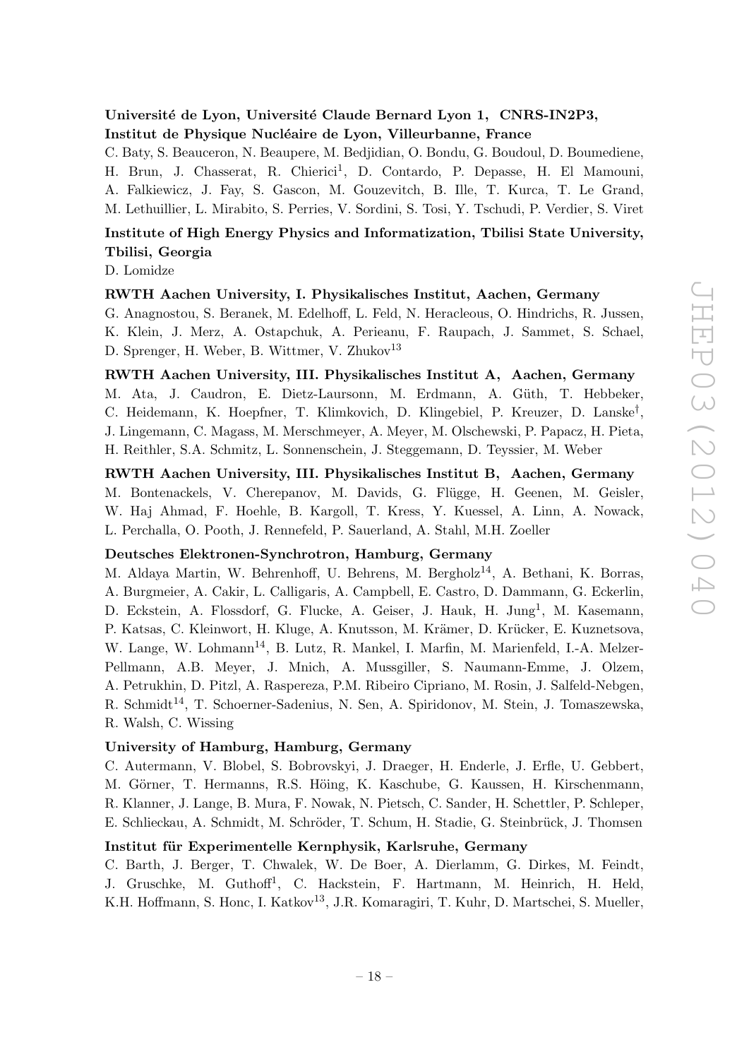**Université de Lyon, Université Claude Bernard Lyon 1, CNRS-IN2P3, Institut de Physique Nucléaire de Lyon, Villeurbanne, France**

C. Baty, S. Beauceron, N. Beaupere, M. Bedjidian, O. Bondu, G. Boudoul, D. Boumediene, H. Brun, J. Chasserat, R. Chierici[1], D. Contardo, P. Depasse, H. El Mamouni, A. Falkiewicz, J. Fay, S. Gascon, M. Gouzevitch, B. Ille, T. Kurca, T. Le Grand, M. Lethuillier, L. Mirabito, S. Perries, V. Sordini, S. Tosi, Y. Tschudi, P. Verdier, S. Viret

**Institute of High Energy Physics and Informatization, Tbilisi State University, Tbilisi, Georgia**

D. Lomidze

**RWTH Aachen University, I. Physikalisches Institut, Aachen, Germany**

G. Anagnostou, S. Beranek, M. Edelhoff, L. Feld, N. Heracleous, O. Hindrichs, R. Jussen, K. Klein, J. Merz, A. Ostapchuk, A. Perieanu, F. Raupach, J. Sammet, S. Schael, D. Sprenger, H. Weber, B. Wittmer, V. Zhukov[13]

**RWTH Aachen University, III. Physikalisches Institut A, Aachen, Germany**

M. Ata, J. Caudron, E. Dietz-Laursonn, M. Erdmann, A. Güth, T. Hebbeker, C. Heidemann, K. Hoepfner, T. Klimkovich, D. Klingebiel, P. Kreuzer, D. Lanske[†], J. Lingemann, C. Magass, M. Merschmeyer, A. Meyer, M. Olschewski, P. Papacz, H. Pieta, H. Reithler, S.A. Schmitz, L. Sonnenschein, J. Steggemann, D. Teyssier, M. Weber

**RWTH Aachen University, III. Physikalisches Institut B, Aachen, Germany**

M. Bontenackels, V. Cherepanov, M. Davids, G. Flügge, H. Geenen, M. Geisler, W. Haj Ahmad, F. Hoehle, B. Kargoll, T. Kress, Y. Kuessel, A. Linn, A. Nowack, L. Perchalla, O. Pooth, J. Rennefeld, P. Sauerland, A. Stahl, M.H. Zoeller

**Deutsches Elektronen-Synchrotron, Hamburg, Germany**

M. Aldaya Martin, W. Behrenhoff, U. Behrens, M. Bergholz[14], A. Bethani, K. Borras, A. Burgmeier, A. Cakir, L. Calligaris, A. Campbell, E. Castro, D. Dammann, G. Eckerlin, D. Eckstein, A. Flossdorf, G. Flucke, A. Geiser, J. Hauk, H. Jung[1], M. Kasemann, P. Katsas, C. Kleinwort, H. Kluge, A. Knutsson, M. Krämer, D. Krücker, E. Kuznetsova, W. Lange, W. Lohmann[14], B. Lutz, R. Mankel, I. Marfin, M. Marienfeld, I.-A. Melzer-Pellmann, A.B. Meyer, J. Mnich, A. Mussgiller, S. Naumann-Emme, J. Olzem, A. Petrukhin, D. Pitzl, A. Raspereza, P.M. Ribeiro Cipriano, M. Rosin, J. Salfeld-Nebgen, R. Schmidt[14], T. Schoerner-Sadenius, N. Sen, A. Spiridonov, M. Stein, J. Tomaszewska, R. Walsh, C. Wissing

**University of Hamburg, Hamburg, Germany**

C. Autermann, V. Blobel, S. Bobrovskyi, J. Draeger, H. Enderle, J. Erfle, U. Gebbert, M. Görner, T. Hermanns, R.S. Höing, K. Kaschube, G. Kaussen, H. Kirschenmann, R. Klanner, J. Lange, B. Mura, F. Nowak, N. Pietsch, C. Sander, H. Schettler, P. Schleper, E. Schlieckau, A. Schmidt, M. Schröder, T. Schum, H. Stadie, G. Steinbrück, J. Thomsen

**Institut für Experimentelle Kernphysik, Karlsruhe, Germany**

C. Barth, J. Berger, T. Chwalek, W. De Boer, A. Dierlamm, G. Dirkes, M. Feindt, J. Gruschke, M. Guthoff[1], C. Hackstein, F. Hartmann, M. Heinrich, H. Held, K.H. Hoffmann, S. Honc, I. Katkov[13], J.R. Komaragiri, T. Kuhr, D. Martschei, S. Mueller,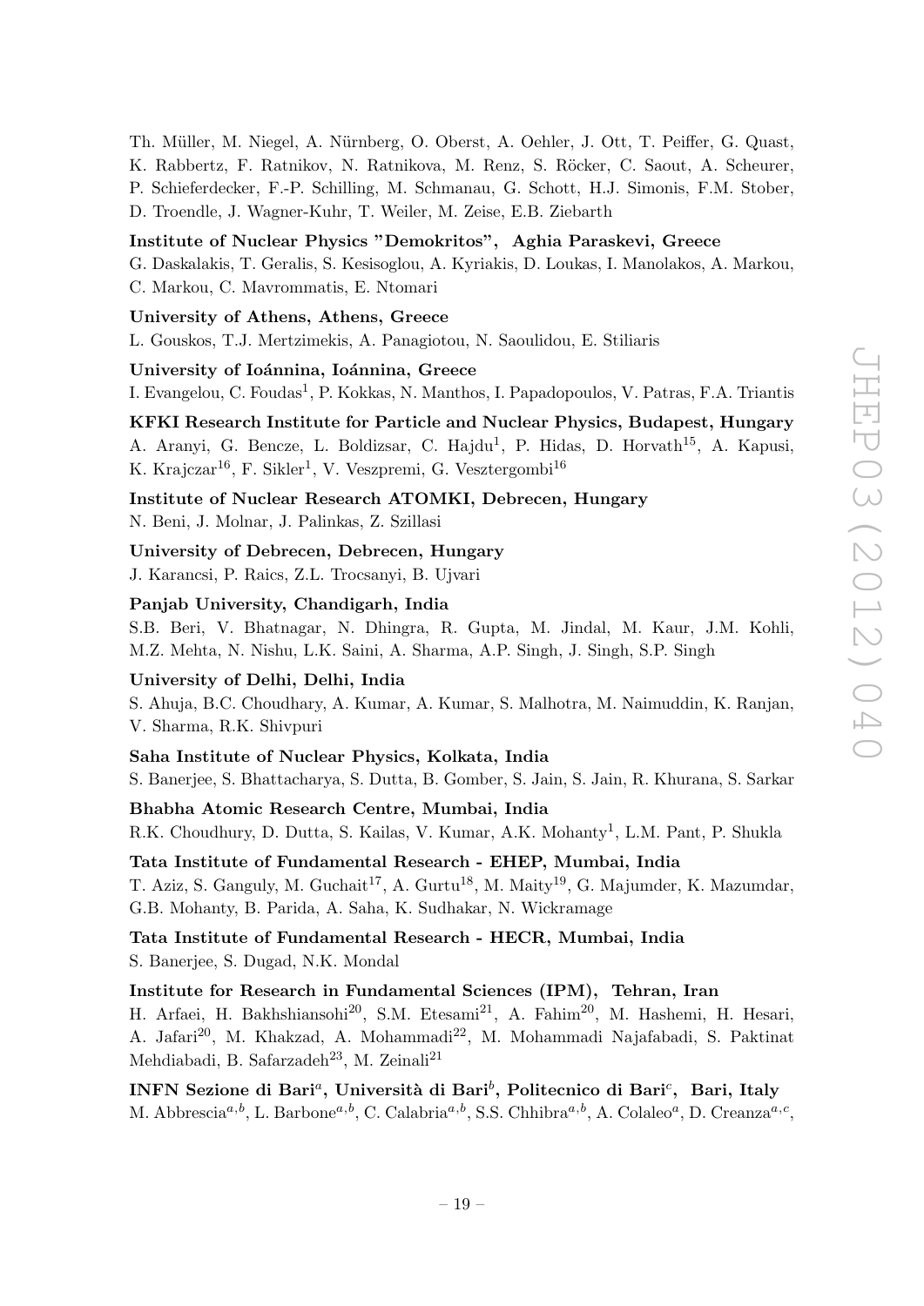Th. Müller, M. Niegel, A. Nürnberg, O. Oberst, A. Oehler, J. Ott, T. Peiffer, G. Quast, K. Rabbertz, F. Ratnikov, N. Ratnikova, M. Renz, S. Röcker, C. Saout, A. Scheurer, P. Schieferdecker, F.-P. Schilling, M. Schmanau, G. Schott, H.J. Simonis, F.M. Stober, D. Troendle, J. Wagner-Kuhr, T. Weiler, M. Zeise, E.B. Ziebarth

**Institute of Nuclear Physics "Demokritos", Aghia Paraskevi, Greece**
G. Daskalakis, T. Geralis, S. Kesisoglou, A. Kyriakis, D. Loukas, I. Manolakos, A. Markou, C. Markou, C. Mavrommatis, E. Ntomari

**University of Athens, Athens, Greece**
L. Gouskos, T.J. Mertzimekis, A. Panagiotou, N. Saoulidou, E. Stiliaris

**University of Ioánnina, Ioánnina, Greece**
I. Evangelou, C. Foudas[1], P. Kokkas, N. Manthos, I. Papadopoulos, V. Patras, F.A. Triantis

**KFKI Research Institute for Particle and Nuclear Physics, Budapest, Hungary**
A. Aranyi, G. Bencze, L. Boldizsar, C. Hajdu[1], P. Hidas, D. Horvath[15], A. Kapusi, K. Krajczar[16], F. Sikler[1], V. Veszpremi, G. Vesztergombi[16]

**Institute of Nuclear Research ATOMKI, Debrecen, Hungary**
N. Beni, J. Molnar, J. Palinkas, Z. Szillasi

**University of Debrecen, Debrecen, Hungary**
J. Karancsi, P. Raics, Z.L. Trocsanyi, B. Ujvari

**Panjab University, Chandigarh, India**
S.B. Beri, V. Bhatnagar, N. Dhingra, R. Gupta, M. Jindal, M. Kaur, J.M. Kohli, M.Z. Mehta, N. Nishu, L.K. Saini, A. Sharma, A.P. Singh, J. Singh, S.P. Singh

**University of Delhi, Delhi, India**
S. Ahuja, B.C. Choudhary, A. Kumar, A. Kumar, S. Malhotra, M. Naimuddin, K. Ranjan, V. Sharma, R.K. Shivpuri

**Saha Institute of Nuclear Physics, Kolkata, India**
S. Banerjee, S. Bhattacharya, S. Dutta, B. Gomber, S. Jain, S. Jain, R. Khurana, S. Sarkar

**Bhabha Atomic Research Centre, Mumbai, India**
R.K. Choudhury, D. Dutta, S. Kailas, V. Kumar, A.K. Mohanty[1], L.M. Pant, P. Shukla

**Tata Institute of Fundamental Research - EHEP, Mumbai, India**
T. Aziz, S. Ganguly, M. Guchait[17], A. Gurtu[18], M. Maity[19], G. Majumder, K. Mazumdar, G.B. Mohanty, B. Parida, A. Saha, K. Sudhakar, N. Wickramage

**Tata Institute of Fundamental Research - HECR, Mumbai, India**
S. Banerjee, S. Dugad, N.K. Mondal

**Institute for Research in Fundamental Sciences (IPM), Tehran, Iran**
H. Arfaei, H. Bakhshiansohi[20], S.M. Etesami[21], A. Fahim[20], M. Hashemi, H. Hesari, A. Jafari[20], M. Khakzad, A. Mohammadi[22], M. Mohammadi Najafabadi, S. Paktinat Mehdiabadi, B. Safarzadeh[23], M. Zeinali[21]

**INFN Sezione di Bari[a], Università di Bari[b], Politecnico di Bari[c], Bari, Italy**
M. Abbrescia[a,b], L. Barbone[a,b], C. Calabria[a,b], S.S. Chhibra[a,b], A. Colaleo[a], D. Creanza[a,c],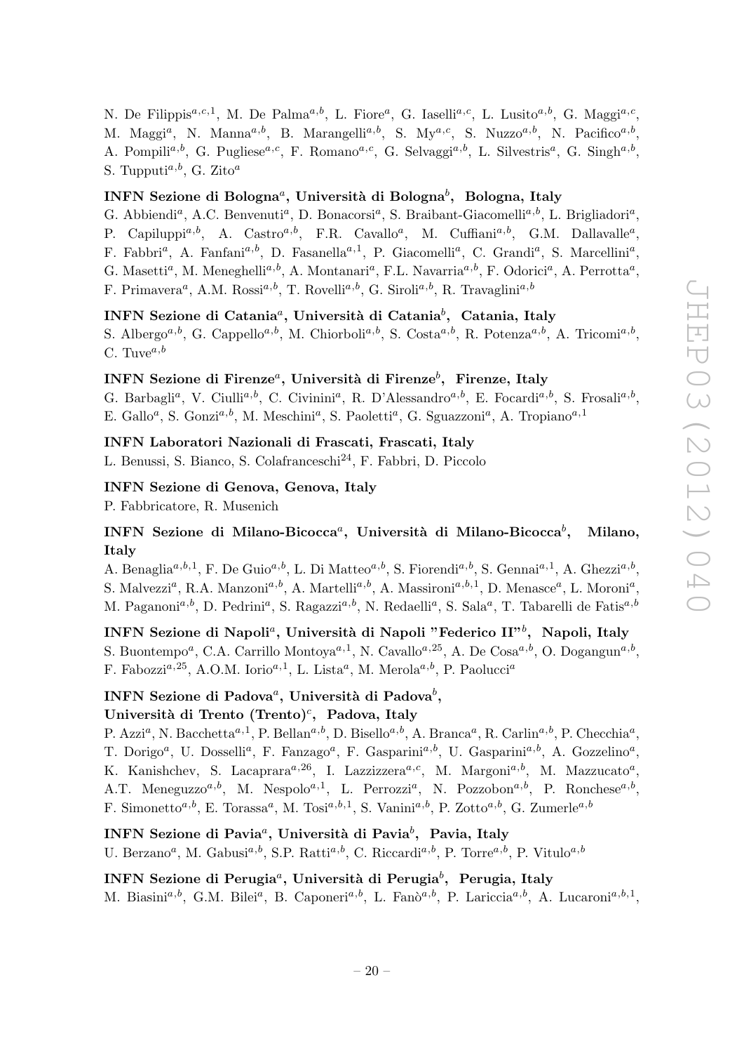N. De Filippis[a,c,1], M. De Palma[a,b], L. Fiore[a], G. Iaselli[a,c], L. Lusito[a,b], G. Maggi[a,c], M. Maggi[a], N. Manna[a,b], B. Marangelli[a,b], S. My[a,c], S. Nuzzo[a,b], N. Pacifico[a,b], A. Pompili[a,b], G. Pugliese[a,c], F. Romano[a,c], G. Selvaggi[a,b], L. Silvestris[a], G. Singh[a,b], S. Tupputi[a,b], G. Zito[a]

### INFN Sezione di Bologna[a], Università di Bologna[b], Bologna, Italy

G. Abbiendi[a], A.C. Benvenuti[a], D. Bonacorsi[a], S. Braibant-Giacomelli[a,b], L. Brigliadori[a], P. Capiluppi[a,b], A. Castro[a,b], F.R. Cavallo[a], M. Cuffiani[a,b], G.M. Dallavalle[a], F. Fabbri[a], A. Fanfani[a,b], D. Fasanella[a,1], P. Giacomelli[a], C. Grandi[a], S. Marcellini[a], G. Masetti[a], M. Meneghelli[a,b], A. Montanari[a], F.L. Navarria[a,b], F. Odorici[a], A. Perrotta[a], F. Primavera[a], A.M. Rossi[a,b], T. Rovelli[a,b], G. Siroli[a,b], R. Travaglini[a,b]

### INFN Sezione di Catania[a], Università di Catania[b], Catania, Italy

S. Albergo[a,b], G. Cappello[a,b], M. Chiorboli[a,b], S. Costa[a,b], R. Potenza[a,b], A. Tricomi[a,b], C. Tuve[a,b]

### INFN Sezione di Firenze[a], Università di Firenze[b], Firenze, Italy

G. Barbagli[a], V. Ciulli[a,b], C. Civinini[a], R. D'Alessandro[a,b], E. Focardi[a,b], S. Frosali[a,b], E. Gallo[a], S. Gonzi[a,b], M. Meschini[a], S. Paoletti[a], G. Sguazzoni[a], A. Tropiano[a,1]

### INFN Laboratori Nazionali di Frascati, Frascati, Italy

L. Benussi, S. Bianco, S. Colafranceschi[24], F. Fabbri, D. Piccolo

### INFN Sezione di Genova, Genova, Italy

P. Fabbricatore, R. Musenich

### INFN Sezione di Milano-Bicocca[a], Università di Milano-Bicocca[b], Milano, Italy

A. Benaglia[a,b,1], F. De Guio[a,b], L. Di Matteo[a,b], S. Fiorendi[a,b], S. Gennai[a,1], A. Ghezzi[a,b], S. Malvezzi[a], R.A. Manzoni[a,b], A. Martelli[a,b], A. Massironi[a,b,1], D. Menasce[a], L. Moroni[a], M. Paganoni[a,b], D. Pedrini[a], S. Ragazzi[a,b], N. Redaelli[a], S. Sala[a], T. Tabarelli de Fatis[a,b]

### INFN Sezione di Napoli[a], Università di Napoli "Federico II"[b], Napoli, Italy

S. Buontempo[a], C.A. Carrillo Montoya[a,1], N. Cavallo[a,25], A. De Cosa[a,b], O. Dogangun[a,b], F. Fabozzi[a,25], A.O.M. Iorio[a,1], L. Lista[a], M. Merola[a,b], P. Paolucci[a]

### INFN Sezione di Padova[a], Università di Padova[b], Università di Trento (Trento)[c], Padova, Italy

P. Azzi[a], N. Bacchetta[a,1], P. Bellan[a,b], D. Bisello[a,b], A. Branca[a], R. Carlin[a,b], P. Checchia[a], T. Dorigo[a], U. Dosselli[a], F. Fanzago[a], F. Gasparini[a,b], U. Gasparini[a,b], A. Gozzelino[a], K. Kanishchev, S. Lacaprara[a,26], I. Lazzizzera[a,c], M. Margoni[a,b], M. Mazzucato[a], A.T. Meneguzzo[a,b], M. Nespolo[a,1], L. Perrozzi[a], N. Pozzobon[a,b], P. Ronchese[a,b], F. Simonetto[a,b], E. Torassa[a], M. Tosi[a,b,1], S. Vanini[a,b], P. Zotto[a,b], G. Zumerle[a,b]

### INFN Sezione di Pavia[a], Università di Pavia[b], Pavia, Italy

U. Berzano[a], M. Gabusi[a,b], S.P. Ratti[a,b], C. Riccardi[a,b], P. Torre[a,b], P. Vitulo[a,b]

### INFN Sezione di Perugia[a], Università di Perugia[b], Perugia, Italy

M. Biasini[a,b], G.M. Bilei[a], B. Caponeri[a,b], L. Fanò[a,b], P. Lariccia[a,b], A. Lucaroni[a,b,1],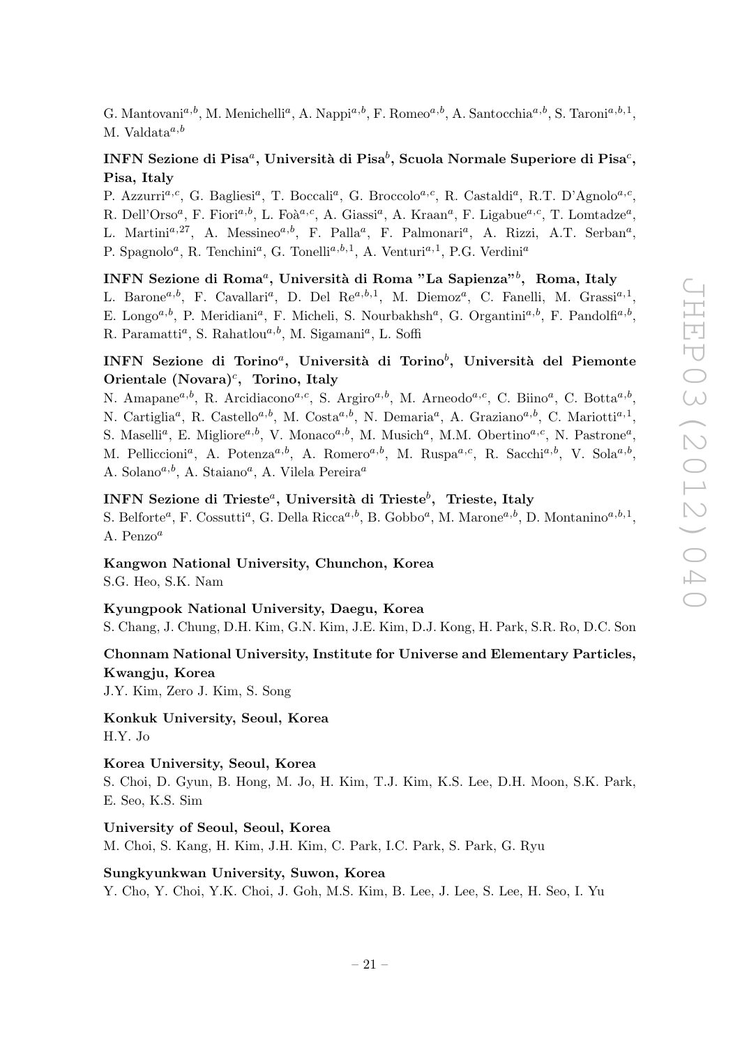G. Mantovani[a,b], M. Menichelli[a], A. Nappi[a,b], F. Romeo[a,b], A. Santocchia[a,b], S. Taroni[a,b,1], M. Valdata[a,b]

**INFN Sezione di Pisa[a], Università di Pisa[b], Scuola Normale Superiore di Pisa[c], Pisa, Italy**

P. Azzurri[a,c], G. Bagliesi[a], T. Boccali[a], G. Broccolo[a,c], R. Castaldi[a], R.T. D'Agnolo[a,c], R. Dell'Orso[a], F. Fiori[a,b], L. Foà[a,c], A. Giassi[a], A. Kraan[a], F. Ligabue[a,c], T. Lomtadze[a], L. Martini[a,27], A. Messineo[a,b], F. Palla[a], F. Palmonari[a], A. Rizzi, A.T. Serban[a], P. Spagnolo[a], R. Tenchini[a], G. Tonelli[a,b,1], A. Venturi[a,1], P.G. Verdini[a]

**INFN Sezione di Roma[a], Università di Roma "La Sapienza"[b], Roma, Italy**

L. Barone[a,b], F. Cavallari[a], D. Del Re[a,b,1], M. Diemoz[a], C. Fanelli, M. Grassi[a,1], E. Longo[a,b], P. Meridiani[a], F. Micheli, S. Nourbakhsh[a], G. Organtini[a,b], F. Pandolfi[a,b], R. Paramatti[a], S. Rahatlou[a,b], M. Sigamani[a], L. Soffi

**INFN Sezione di Torino[a], Università di Torino[b], Università del Piemonte Orientale (Novara)[c], Torino, Italy**

N. Amapane[a,b], R. Arcidiacono[a,c], S. Argiro[a,b], M. Arneodo[a,c], C. Biino[a], C. Botta[a,b], N. Cartiglia[a], R. Castello[a,b], M. Costa[a,b], N. Demaria[a], A. Graziano[a,b], C. Mariotti[a,1], S. Maselli[a], E. Migliore[a,b], V. Monaco[a,b], M. Musich[a], M.M. Obertino[a,c], N. Pastrone[a], M. Pelliccioni[a], A. Potenza[a,b], A. Romero[a,b], M. Ruspa[a,c], R. Sacchi[a,b], V. Sola[a,b], A. Solano[a,b], A. Staiano[a], A. Vilela Pereira[a]

**INFN Sezione di Trieste[a], Università di Trieste[b], Trieste, Italy**

S. Belforte[a], F. Cossutti[a], G. Della Ricca[a,b], B. Gobbo[a], M. Marone[a,b], D. Montanino[a,b,1], A. Penzo[a]

**Kangwon National University, Chunchon, Korea**

S.G. Heo, S.K. Nam

**Kyungpook National University, Daegu, Korea**

S. Chang, J. Chung, D.H. Kim, G.N. Kim, J.E. Kim, D.J. Kong, H. Park, S.R. Ro, D.C. Son

**Chonnam National University, Institute for Universe and Elementary Particles, Kwangju, Korea**

J.Y. Kim, Zero J. Kim, S. Song

**Konkuk University, Seoul, Korea**

H.Y. Jo

**Korea University, Seoul, Korea**

S. Choi, D. Gyun, B. Hong, M. Jo, H. Kim, T.J. Kim, K.S. Lee, D.H. Moon, S.K. Park, E. Seo, K.S. Sim

**University of Seoul, Seoul, Korea**

M. Choi, S. Kang, H. Kim, J.H. Kim, C. Park, I.C. Park, S. Park, G. Ryu

**Sungkyunkwan University, Suwon, Korea**

Y. Cho, Y. Choi, Y.K. Choi, J. Goh, M.S. Kim, B. Lee, J. Lee, S. Lee, H. Seo, I. Yu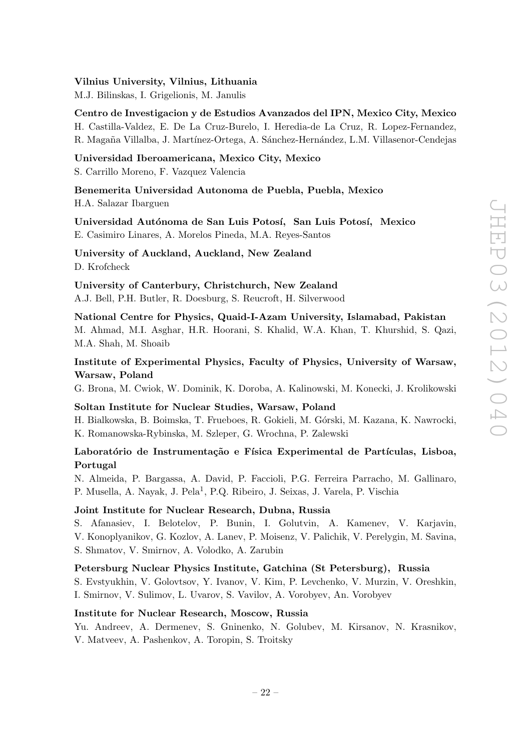**Vilnius University, Vilnius, Lithuania**

M.J. Bilinskas, I. Grigelionis, M. Janulis

**Centro de Investigacion y de Estudios Avanzados del IPN, Mexico City, Mexico**

H. Castilla-Valdez, E. De La Cruz-Burelo, I. Heredia-de La Cruz, R. Lopez-Fernandez, R. Magaña Villalba, J. Martínez-Ortega, A. Sánchez-Hernández, L.M. Villasenor-Cendejas

**Universidad Iberoamericana, Mexico City, Mexico**

S. Carrillo Moreno, F. Vazquez Valencia

**Benemerita Universidad Autonoma de Puebla, Puebla, Mexico**

H.A. Salazar Ibarguen

**Universidad Autónoma de San Luis Potosí, San Luis Potosí, Mexico**

E. Casimiro Linares, A. Morelos Pineda, M.A. Reyes-Santos

**University of Auckland, Auckland, New Zealand**

D. Krofcheck

**University of Canterbury, Christchurch, New Zealand**

A.J. Bell, P.H. Butler, R. Doesburg, S. Reucroft, H. Silverwood

**National Centre for Physics, Quaid-I-Azam University, Islamabad, Pakistan**

M. Ahmad, M.I. Asghar, H.R. Hoorani, S. Khalid, W.A. Khan, T. Khurshid, S. Qazi, M.A. Shah, M. Shoaib

**Institute of Experimental Physics, Faculty of Physics, University of Warsaw, Warsaw, Poland**

G. Brona, M. Cwiok, W. Dominik, K. Doroba, A. Kalinowski, M. Konecki, J. Krolikowski

**Soltan Institute for Nuclear Studies, Warsaw, Poland**

H. Bialkowska, B. Boimska, T. Frueboes, R. Gokieli, M. Górski, M. Kazana, K. Nawrocki, K. Romanowska-Rybinska, M. Szleper, G. Wrochna, P. Zalewski

**Laboratório de Instrumentação e Física Experimental de Partículas, Lisboa, Portugal**

N. Almeida, P. Bargassa, A. David, P. Faccioli, P.G. Ferreira Parracho, M. Gallinaro, P. Musella, A. Nayak, J. Pela[1], P.Q. Ribeiro, J. Seixas, J. Varela, P. Vischia

**Joint Institute for Nuclear Research, Dubna, Russia**

S. Afanasiev, I. Belotelov, P. Bunin, I. Golutvin, A. Kamenev, V. Karjavin, V. Konoplyanikov, G. Kozlov, A. Lanev, P. Moisenz, V. Palichik, V. Perelygin, M. Savina, S. Shmatov, V. Smirnov, A. Volodko, A. Zarubin

**Petersburg Nuclear Physics Institute, Gatchina (St Petersburg), Russia**

S. Evstyukhin, V. Golovtsov, Y. Ivanov, V. Kim, P. Levchenko, V. Murzin, V. Oreshkin, I. Smirnov, V. Sulimov, L. Uvarov, S. Vavilov, A. Vorobyev, An. Vorobyev

**Institute for Nuclear Research, Moscow, Russia**

Yu. Andreev, A. Dermenev, S. Gninenko, N. Golubev, M. Kirsanov, N. Krasnikov, V. Matveev, A. Pashenkov, A. Toropin, S. Troitsky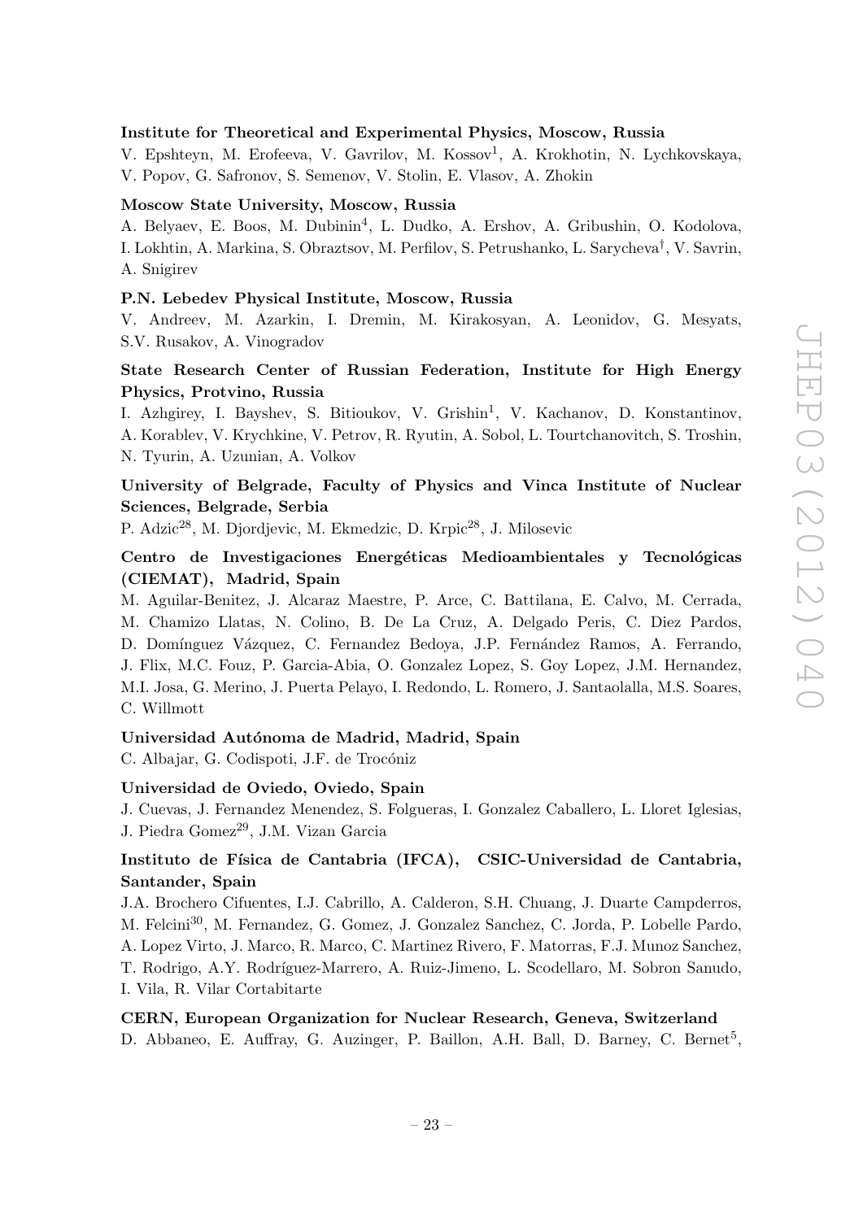**Institute for Theoretical and Experimental Physics, Moscow, Russia**

V. Epshteyn, M. Erofeeva, V. Gavrilov, M. Kossov[1], A. Krokhotin, N. Lychkovskaya, V. Popov, G. Safronov, S. Semenov, V. Stolin, E. Vlasov, A. Zhokin

**Moscow State University, Moscow, Russia**

A. Belyaev, E. Boos, M. Dubinin[4], L. Dudko, A. Ershov, A. Gribushin, O. Kodolova, I. Lokhtin, A. Markina, S. Obraztsov, M. Perfilov, S. Petrushanko, L. Sarycheva[†], V. Savrin, A. Snigirev

**P.N. Lebedev Physical Institute, Moscow, Russia**

V. Andreev, M. Azarkin, I. Dremin, M. Kirakosyan, A. Leonidov, G. Mesyats, S.V. Rusakov, A. Vinogradov

**State Research Center of Russian Federation, Institute for High Energy Physics, Protvino, Russia**

I. Azhgirey, I. Bayshev, S. Bitioukov, V. Grishin[1], V. Kachanov, D. Konstantinov, A. Korablev, V. Krychkine, V. Petrov, R. Ryutin, A. Sobol, L. Tourtchanovitch, S. Troshin, N. Tyurin, A. Uzunian, A. Volkov

**University of Belgrade, Faculty of Physics and Vinca Institute of Nuclear Sciences, Belgrade, Serbia**

P. Adzic[28], M. Djordjevic, M. Ekmedzic, D. Krpic[28], J. Milosevic

**Centro de Investigaciones Energéticas Medioambientales y Tecnológicas (CIEMAT), Madrid, Spain**

M. Aguilar-Benitez, J. Alcaraz Maestre, P. Arce, C. Battilana, E. Calvo, M. Cerrada, M. Chamizo Llatas, N. Colino, B. De La Cruz, A. Delgado Peris, C. Diez Pardos, D. Domínguez Vázquez, C. Fernandez Bedoya, J.P. Fernández Ramos, A. Ferrando, J. Flix, M.C. Fouz, P. Garcia-Abia, O. Gonzalez Lopez, S. Goy Lopez, J.M. Hernandez, M.I. Josa, G. Merino, J. Puerta Pelayo, I. Redondo, L. Romero, J. Santaolalla, M.S. Soares, C. Willmott

**Universidad Autónoma de Madrid, Madrid, Spain**

C. Albajar, G. Codispoti, J.F. de Trocóniz

**Universidad de Oviedo, Oviedo, Spain**

J. Cuevas, J. Fernandez Menendez, S. Folgueras, I. Gonzalez Caballero, L. Lloret Iglesias, J. Piedra Gomez[29], J.M. Vizan Garcia

**Instituto de Física de Cantabria (IFCA), CSIC-Universidad de Cantabria, Santander, Spain**

J.A. Brochero Cifuentes, I.J. Cabrillo, A. Calderon, S.H. Chuang, J. Duarte Campderros, M. Felcini[30], M. Fernandez, G. Gomez, J. Gonzalez Sanchez, C. Jorda, P. Lobelle Pardo, A. Lopez Virto, J. Marco, R. Marco, C. Martinez Rivero, F. Matorras, F.J. Munoz Sanchez, T. Rodrigo, A.Y. Rodríguez-Marrero, A. Ruiz-Jimeno, L. Scodellaro, M. Sobron Sanudo, I. Vila, R. Vilar Cortabitarte

**CERN, European Organization for Nuclear Research, Geneva, Switzerland**

D. Abbaneo, E. Auffray, G. Auzinger, P. Baillon, A.H. Ball, D. Barney, C. Bernet[5],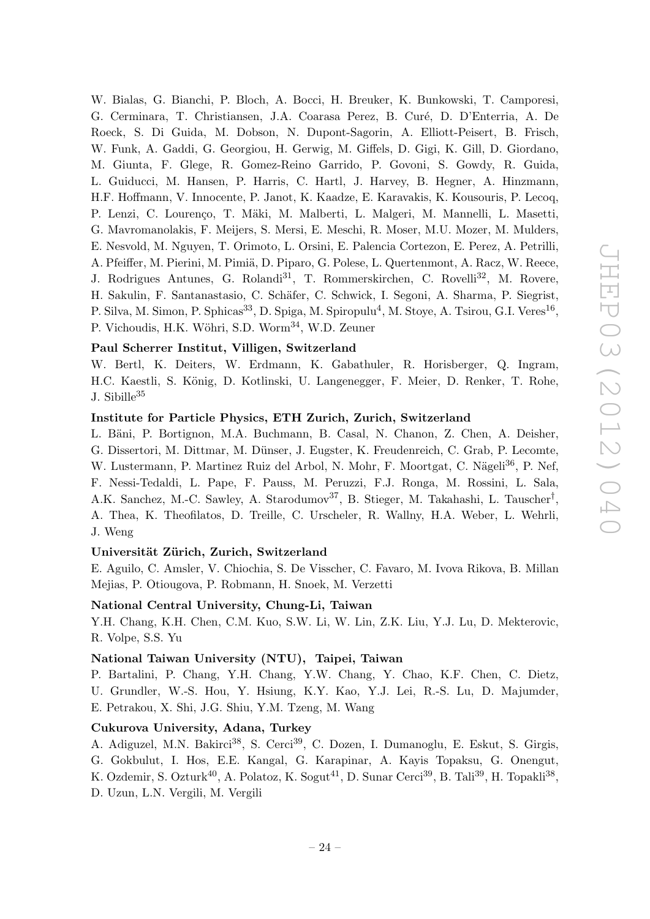W. Bialas, G. Bianchi, P. Bloch, A. Bocci, H. Breuker, K. Bunkowski, T. Camporesi, G. Cerminara, T. Christiansen, J.A. Coarasa Perez, B. Curé, D. D'Enterria, A. De Roeck, S. Di Guida, M. Dobson, N. Dupont-Sagorin, A. Elliott-Peisert, B. Frisch, W. Funk, A. Gaddi, G. Georgiou, H. Gerwig, M. Giffels, D. Gigi, K. Gill, D. Giordano, M. Giunta, F. Glege, R. Gomez-Reino Garrido, P. Govoni, S. Gowdy, R. Guida, L. Guiducci, M. Hansen, P. Harris, C. Hartl, J. Harvey, B. Hegner, A. Hinzmann, H.F. Hoffmann, V. Innocente, P. Janot, K. Kaadze, E. Karavakis, K. Kousouris, P. Lecoq, P. Lenzi, C. Lourenço, T. Mäki, M. Malberti, L. Malgeri, M. Mannelli, L. Masetti, G. Mavromanolakis, F. Meijers, S. Mersi, E. Meschi, R. Moser, M.U. Mozer, M. Mulders, E. Nesvold, M. Nguyen, T. Orimoto, L. Orsini, E. Palencia Cortezon, E. Perez, A. Petrilli, A. Pfeiffer, M. Pierini, M. Pimiä, D. Piparo, G. Polese, L. Quertenmont, A. Racz, W. Reece, J. Rodrigues Antunes, G. Rolandi[31], T. Rommerskirchen, C. Rovelli[32], M. Rovere, H. Sakulin, F. Santanastasio, C. Schäfer, C. Schwick, I. Segoni, A. Sharma, P. Siegrist, P. Silva, M. Simon, P. Sphicas[33], D. Spiga, M. Spiropulu[4], M. Stoye, A. Tsirou, G.I. Veres[16], P. Vichoudis, H.K. Wöhri, S.D. Worm[34], W.D. Zeuner

**Paul Scherrer Institut, Villigen, Switzerland**

W. Bertl, K. Deiters, W. Erdmann, K. Gabathuler, R. Horisberger, Q. Ingram, H.C. Kaestli, S. König, D. Kotlinski, U. Langenegger, F. Meier, D. Renker, T. Rohe, J. Sibille[35]

**Institute for Particle Physics, ETH Zurich, Zurich, Switzerland**

L. Bäni, P. Bortignon, M.A. Buchmann, B. Casal, N. Chanon, Z. Chen, A. Deisher, G. Dissertori, M. Dittmar, M. Dünser, J. Eugster, K. Freudenreich, C. Grab, P. Lecomte, W. Lustermann, P. Martinez Ruiz del Arbol, N. Mohr, F. Moortgat, C. Nägeli[36], P. Nef, F. Nessi-Tedaldi, L. Pape, F. Pauss, M. Peruzzi, F.J. Ronga, M. Rossini, L. Sala, A.K. Sanchez, M.-C. Sawley, A. Starodumov[37], B. Stieger, M. Takahashi, L. Tauscher[†], A. Thea, K. Theofilatos, D. Treille, C. Urscheler, R. Wallny, H.A. Weber, L. Wehrli, J. Weng

**Universität Zürich, Zurich, Switzerland**

E. Aguilo, C. Amsler, V. Chiochia, S. De Visscher, C. Favaro, M. Ivova Rikova, B. Millan Mejias, P. Otiougova, P. Robmann, H. Snoek, M. Verzetti

**National Central University, Chung-Li, Taiwan**

Y.H. Chang, K.H. Chen, C.M. Kuo, S.W. Li, W. Lin, Z.K. Liu, Y.J. Lu, D. Mekterovic, R. Volpe, S.S. Yu

**National Taiwan University (NTU), Taipei, Taiwan**

P. Bartalini, P. Chang, Y.H. Chang, Y.W. Chang, Y. Chao, K.F. Chen, C. Dietz, U. Grundler, W.-S. Hou, Y. Hsiung, K.Y. Kao, Y.J. Lei, R.-S. Lu, D. Majumder, E. Petrakou, X. Shi, J.G. Shiu, Y.M. Tzeng, M. Wang

**Cukurova University, Adana, Turkey**

A. Adiguzel, M.N. Bakirci[38], S. Cerci[39], C. Dozen, I. Dumanoglu, E. Eskut, S. Girgis, G. Gokbulut, I. Hos, E.E. Kangal, G. Karapinar, A. Kayis Topaksu, G. Onengut, K. Ozdemir, S. Ozturk[40], A. Polatoz, K. Sogut[41], D. Sunar Cerci[39], B. Tali[39], H. Topakli[38], D. Uzun, L.N. Vergili, M. Vergili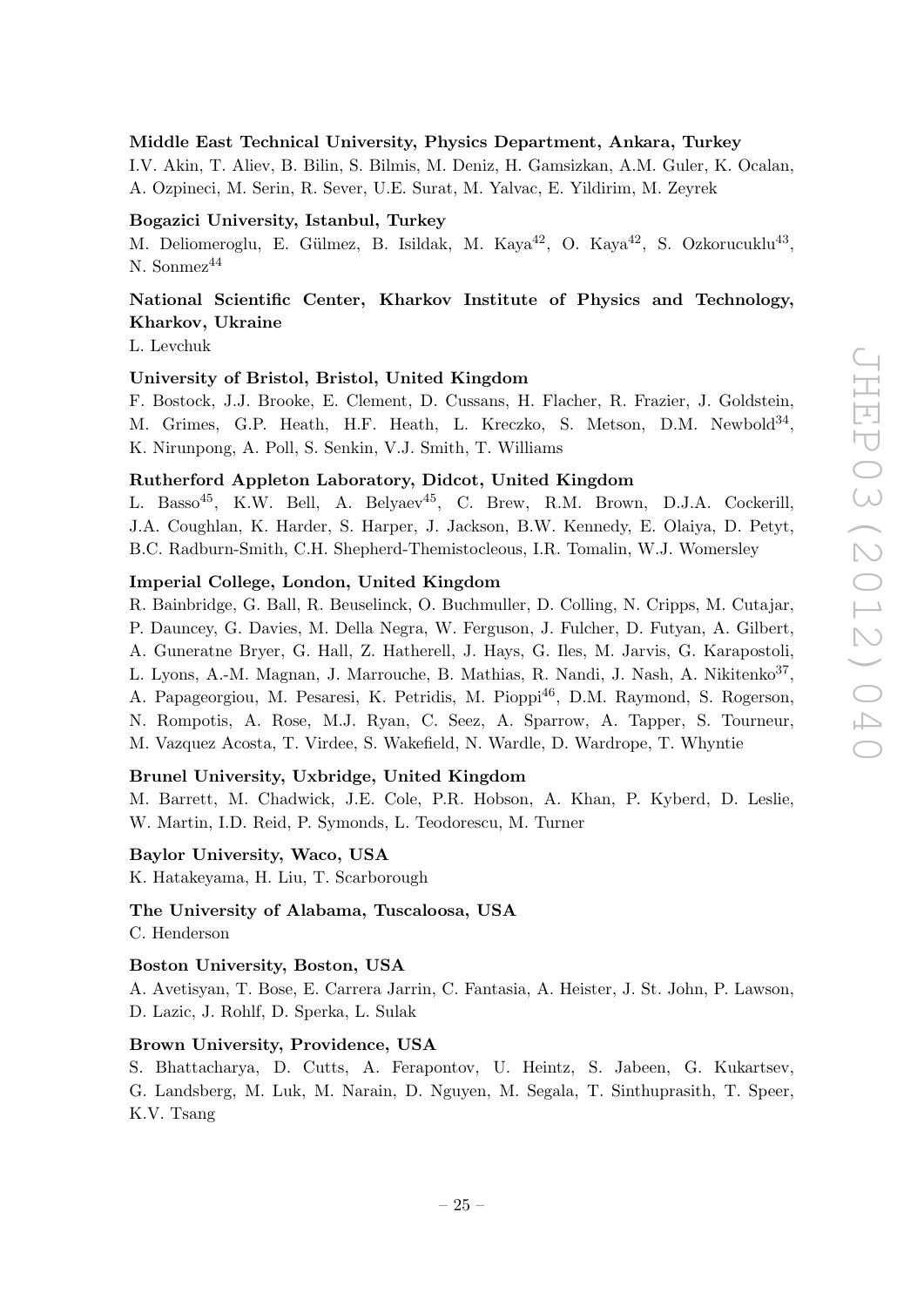**Middle East Technical University, Physics Department, Ankara, Turkey**

I.V. Akin, T. Aliev, B. Bilin, S. Bilmis, M. Deniz, H. Gamsizkan, A.M. Guler, K. Ocalan, A. Ozpineci, M. Serin, R. Sever, U.E. Surat, M. Yalvac, E. Yildirim, M. Zeyrek

**Bogazici University, Istanbul, Turkey**

M. Deliomeroglu, E. Gülmez, B. Isildak, M. Kaya[42], O. Kaya[42], S. Ozkorucuklu[43], N. Sonmez[44]

**National Scientific Center, Kharkov Institute of Physics and Technology, Kharkov, Ukraine**

L. Levchuk

**University of Bristol, Bristol, United Kingdom**

F. Bostock, J.J. Brooke, E. Clement, D. Cussans, H. Flacher, R. Frazier, J. Goldstein, M. Grimes, G.P. Heath, H.F. Heath, L. Kreczko, S. Metson, D.M. Newbold[34], K. Nirunpong, A. Poll, S. Senkin, V.J. Smith, T. Williams

**Rutherford Appleton Laboratory, Didcot, United Kingdom**

L. Basso[45], K.W. Bell, A. Belyaev[45], C. Brew, R.M. Brown, D.J.A. Cockerill, J.A. Coughlan, K. Harder, S. Harper, J. Jackson, B.W. Kennedy, E. Olaiya, D. Petyt, B.C. Radburn-Smith, C.H. Shepherd-Themistocleous, I.R. Tomalin, W.J. Womersley

**Imperial College, London, United Kingdom**

R. Bainbridge, G. Ball, R. Beuselinck, O. Buchmuller, D. Colling, N. Cripps, M. Cutajar, P. Dauncey, G. Davies, M. Della Negra, W. Ferguson, J. Fulcher, D. Futyan, A. Gilbert, A. Guneratne Bryer, G. Hall, Z. Hatherell, J. Hays, G. Iles, M. Jarvis, G. Karapostoli, L. Lyons, A.-M. Magnan, J. Marrouche, B. Mathias, R. Nandi, J. Nash, A. Nikitenko[37], A. Papageorgiou, M. Pesaresi, K. Petridis, M. Pioppi[46], D.M. Raymond, S. Rogerson, N. Rompotis, A. Rose, M.J. Ryan, C. Seez, A. Sparrow, A. Tapper, S. Tourneur, M. Vazquez Acosta, T. Virdee, S. Wakefield, N. Wardle, D. Wardrope, T. Whyntie

**Brunel University, Uxbridge, United Kingdom**

M. Barrett, M. Chadwick, J.E. Cole, P.R. Hobson, A. Khan, P. Kyberd, D. Leslie, W. Martin, I.D. Reid, P. Symonds, L. Teodorescu, M. Turner

**Baylor University, Waco, USA**

K. Hatakeyama, H. Liu, T. Scarborough

**The University of Alabama, Tuscaloosa, USA**

C. Henderson

**Boston University, Boston, USA**

A. Avetisyan, T. Bose, E. Carrera Jarrin, C. Fantasia, A. Heister, J. St. John, P. Lawson, D. Lazic, J. Rohlf, D. Sperka, L. Sulak

**Brown University, Providence, USA**

S. Bhattacharya, D. Cutts, A. Ferapontov, U. Heintz, S. Jabeen, G. Kukartsev, G. Landsberg, M. Luk, M. Narain, D. Nguyen, M. Segala, T. Sinthuprasith, T. Speer, K.V. Tsang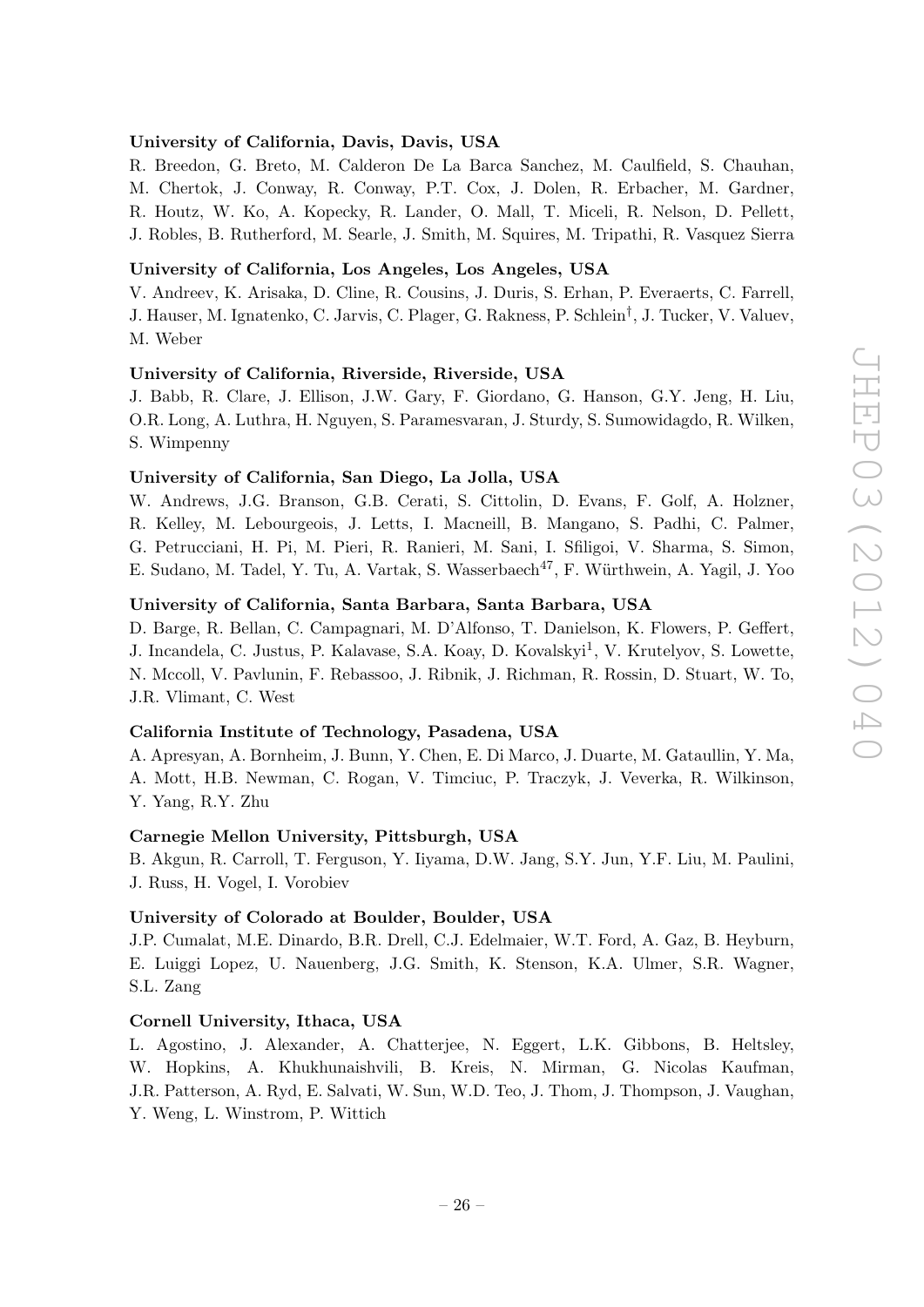**University of California, Davis, Davis, USA**

R. Breedon, G. Breto, M. Calderon De La Barca Sanchez, M. Caulfield, S. Chauhan, M. Chertok, J. Conway, R. Conway, P.T. Cox, J. Dolen, R. Erbacher, M. Gardner, R. Houtz, W. Ko, A. Kopecky, R. Lander, O. Mall, T. Miceli, R. Nelson, D. Pellett, J. Robles, B. Rutherford, M. Searle, J. Smith, M. Squires, M. Tripathi, R. Vasquez Sierra

**University of California, Los Angeles, Los Angeles, USA**

V. Andreev, K. Arisaka, D. Cline, R. Cousins, J. Duris, S. Erhan, P. Everaerts, C. Farrell, J. Hauser, M. Ignatenko, C. Jarvis, C. Plager, G. Rakness, P. Schlein†, J. Tucker, V. Valuev, M. Weber

**University of California, Riverside, Riverside, USA**

J. Babb, R. Clare, J. Ellison, J.W. Gary, F. Giordano, G. Hanson, G.Y. Jeng, H. Liu, O.R. Long, A. Luthra, H. Nguyen, S. Paramesvaran, J. Sturdy, S. Sumowidagdo, R. Wilken, S. Wimpenny

**University of California, San Diego, La Jolla, USA**

W. Andrews, J.G. Branson, G.B. Cerati, S. Cittolin, D. Evans, F. Golf, A. Holzner, R. Kelley, M. Lebourgeois, J. Letts, I. Macneill, B. Mangano, S. Padhi, C. Palmer, G. Petrucciani, H. Pi, M. Pieri, R. Ranieri, M. Sani, I. Sfiligoi, V. Sharma, S. Simon, E. Sudano, M. Tadel, Y. Tu, A. Vartak, S. Wasserbaech[47], F. Würthwein, A. Yagil, J. Yoo

**University of California, Santa Barbara, Santa Barbara, USA**

D. Barge, R. Bellan, C. Campagnari, M. D'Alfonso, T. Danielson, K. Flowers, P. Geffert, J. Incandela, C. Justus, P. Kalavase, S.A. Koay, D. Kovalskyi[1], V. Krutelyov, S. Lowette, N. Mccoll, V. Pavlunin, F. Rebassoo, J. Ribnik, J. Richman, R. Rossin, D. Stuart, W. To, J.R. Vlimant, C. West

**California Institute of Technology, Pasadena, USA**

A. Apresyan, A. Bornheim, J. Bunn, Y. Chen, E. Di Marco, J. Duarte, M. Gataullin, Y. Ma, A. Mott, H.B. Newman, C. Rogan, V. Timciuc, P. Traczyk, J. Veverka, R. Wilkinson, Y. Yang, R.Y. Zhu

**Carnegie Mellon University, Pittsburgh, USA**

B. Akgun, R. Carroll, T. Ferguson, Y. Iiyama, D.W. Jang, S.Y. Jun, Y.F. Liu, M. Paulini, J. Russ, H. Vogel, I. Vorobiev

**University of Colorado at Boulder, Boulder, USA**

J.P. Cumalat, M.E. Dinardo, B.R. Drell, C.J. Edelmaier, W.T. Ford, A. Gaz, B. Heyburn, E. Luiggi Lopez, U. Nauenberg, J.G. Smith, K. Stenson, K.A. Ulmer, S.R. Wagner, S.L. Zang

**Cornell University, Ithaca, USA**

L. Agostino, J. Alexander, A. Chatterjee, N. Eggert, L.K. Gibbons, B. Heltsley, W. Hopkins, A. Khukhunaishvili, B. Kreis, N. Mirman, G. Nicolas Kaufman, J.R. Patterson, A. Ryd, E. Salvati, W. Sun, W.D. Teo, J. Thom, J. Thompson, J. Vaughan, Y. Weng, L. Winstrom, P. Wittich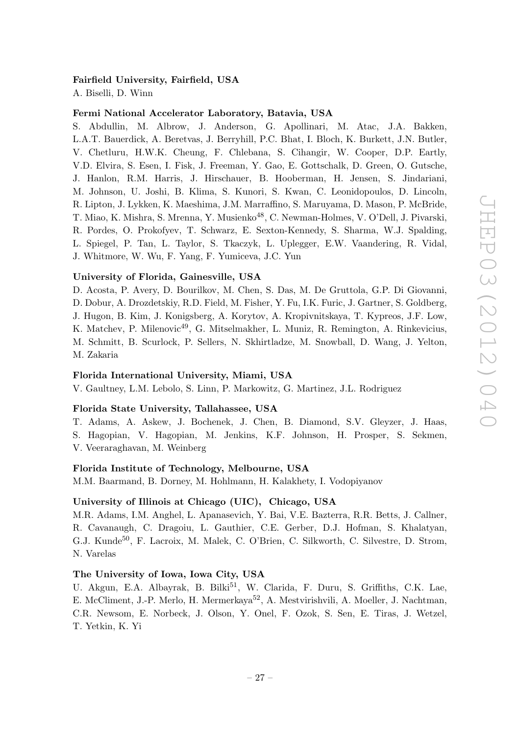**Fairfield University, Fairfield, USA**

A. Biselli, D. Winn

**Fermi National Accelerator Laboratory, Batavia, USA**

S. Abdullin, M. Albrow, J. Anderson, G. Apollinari, M. Atac, J.A. Bakken, L.A.T. Bauerdick, A. Beretvas, J. Berryhill, P.C. Bhat, I. Bloch, K. Burkett, J.N. Butler, V. Chetluru, H.W.K. Cheung, F. Chlebana, S. Cihangir, W. Cooper, D.P. Eartly, V.D. Elvira, S. Esen, I. Fisk, J. Freeman, Y. Gao, E. Gottschalk, D. Green, O. Gutsche, J. Hanlon, R.M. Harris, J. Hirschauer, B. Hooberman, H. Jensen, S. Jindariani, M. Johnson, U. Joshi, B. Klima, S. Kunori, S. Kwan, C. Leonidopoulos, D. Lincoln, R. Lipton, J. Lykken, K. Maeshima, J.M. Marraffino, S. Maruyama, D. Mason, P. McBride, T. Miao, K. Mishra, S. Mrenna, Y. Musienko[48], C. Newman-Holmes, V. O'Dell, J. Pivarski, R. Pordes, O. Prokofyev, T. Schwarz, E. Sexton-Kennedy, S. Sharma, W.J. Spalding, L. Spiegel, P. Tan, L. Taylor, S. Tkaczyk, L. Uplegger, E.W. Vaandering, R. Vidal, J. Whitmore, W. Wu, F. Yang, F. Yumiceva, J.C. Yun

**University of Florida, Gainesville, USA**

D. Acosta, P. Avery, D. Bourilkov, M. Chen, S. Das, M. De Gruttola, G.P. Di Giovanni, D. Dobur, A. Drozdetskiy, R.D. Field, M. Fisher, Y. Fu, I.K. Furic, J. Gartner, S. Goldberg, J. Hugon, B. Kim, J. Konigsberg, A. Korytov, A. Kropivnitskaya, T. Kypreos, J.F. Low, K. Matchev, P. Milenovic[49], G. Mitselmakher, L. Muniz, R. Remington, A. Rinkevicius, M. Schmitt, B. Scurlock, P. Sellers, N. Skhirtladze, M. Snowball, D. Wang, J. Yelton, M. Zakaria

**Florida International University, Miami, USA**

V. Gaultney, L.M. Lebolo, S. Linn, P. Markowitz, G. Martinez, J.L. Rodriguez

**Florida State University, Tallahassee, USA**

T. Adams, A. Askew, J. Bochenek, J. Chen, B. Diamond, S.V. Gleyzer, J. Haas, S. Hagopian, V. Hagopian, M. Jenkins, K.F. Johnson, H. Prosper, S. Sekmen, V. Veeraraghavan, M. Weinberg

**Florida Institute of Technology, Melbourne, USA**

M.M. Baarmand, B. Dorney, M. Hohlmann, H. Kalakhety, I. Vodopiyanov

**University of Illinois at Chicago (UIC), Chicago, USA**

M.R. Adams, I.M. Anghel, L. Apanasevich, Y. Bai, V.E. Bazterra, R.R. Betts, J. Callner, R. Cavanaugh, C. Dragoiu, L. Gauthier, C.E. Gerber, D.J. Hofman, S. Khalatyan, G.J. Kunde[50], F. Lacroix, M. Malek, C. O'Brien, C. Silkworth, C. Silvestre, D. Strom, N. Varelas

**The University of Iowa, Iowa City, USA**

U. Akgun, E.A. Albayrak, B. Bilki[51], W. Clarida, F. Duru, S. Griffiths, C.K. Lae, E. McCliment, J.-P. Merlo, H. Mermerkaya[52], A. Mestvirishvili, A. Moeller, J. Nachtman, C.R. Newsom, E. Norbeck, J. Olson, Y. Onel, F. Ozok, S. Sen, E. Tiras, J. Wetzel, T. Yetkin, K. Yi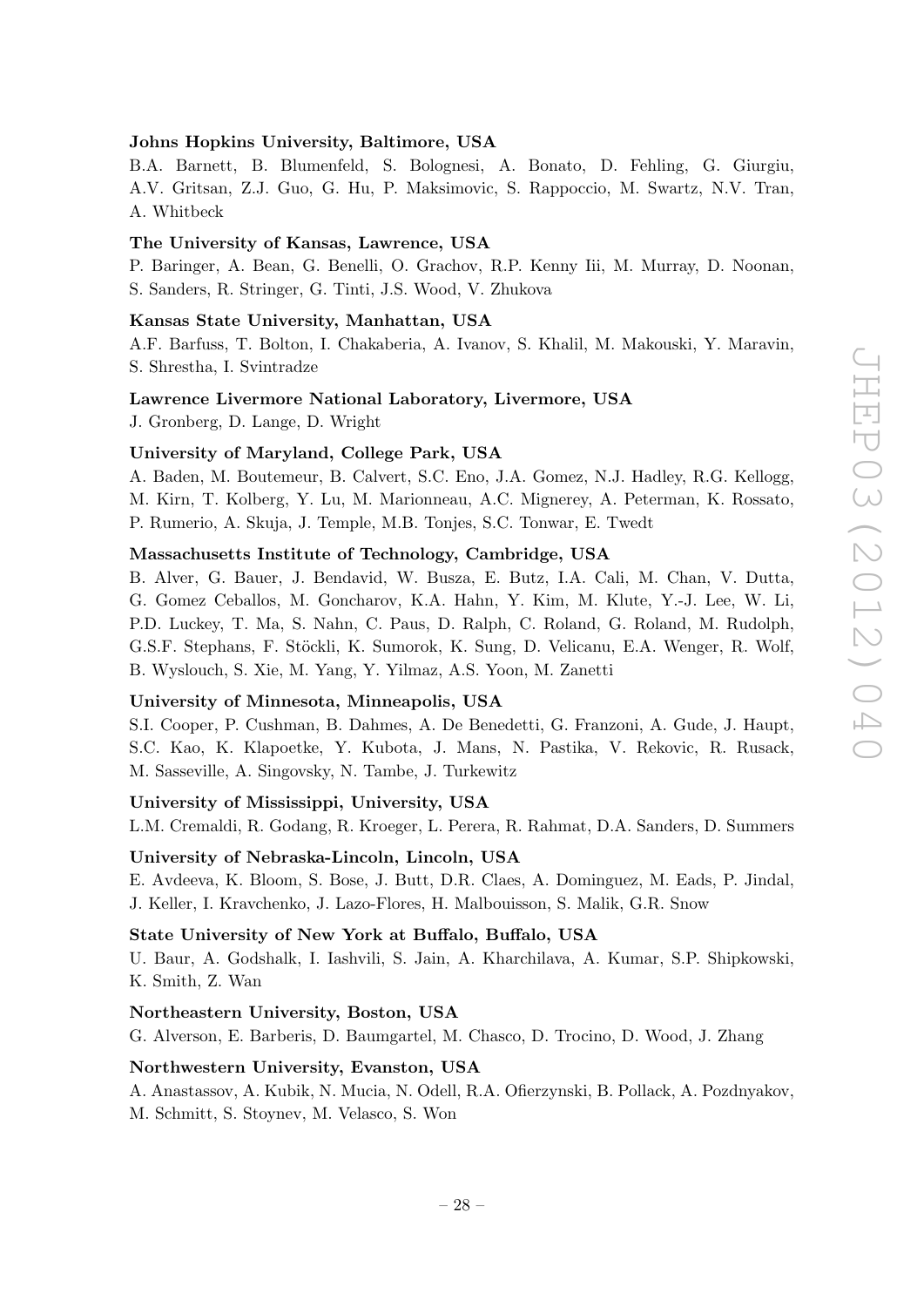**Johns Hopkins University, Baltimore, USA**

B.A. Barnett, B. Blumenfeld, S. Bolognesi, A. Bonato, D. Fehling, G. Giurgiu, A.V. Gritsan, Z.J. Guo, G. Hu, P. Maksimovic, S. Rappoccio, M. Swartz, N.V. Tran, A. Whitbeck

**The University of Kansas, Lawrence, USA**

P. Baringer, A. Bean, G. Benelli, O. Grachov, R.P. Kenny Iii, M. Murray, D. Noonan, S. Sanders, R. Stringer, G. Tinti, J.S. Wood, V. Zhukova

**Kansas State University, Manhattan, USA**

A.F. Barfuss, T. Bolton, I. Chakaberia, A. Ivanov, S. Khalil, M. Makouski, Y. Maravin, S. Shrestha, I. Svintradze

**Lawrence Livermore National Laboratory, Livermore, USA**

J. Gronberg, D. Lange, D. Wright

**University of Maryland, College Park, USA**

A. Baden, M. Boutemeur, B. Calvert, S.C. Eno, J.A. Gomez, N.J. Hadley, R.G. Kellogg, M. Kirn, T. Kolberg, Y. Lu, M. Marionneau, A.C. Mignerey, A. Peterman, K. Rossato, P. Rumerio, A. Skuja, J. Temple, M.B. Tonjes, S.C. Tonwar, E. Twedt

**Massachusetts Institute of Technology, Cambridge, USA**

B. Alver, G. Bauer, J. Bendavid, W. Busza, E. Butz, I.A. Cali, M. Chan, V. Dutta, G. Gomez Ceballos, M. Goncharov, K.A. Hahn, Y. Kim, M. Klute, Y.-J. Lee, W. Li, P.D. Luckey, T. Ma, S. Nahn, C. Paus, D. Ralph, C. Roland, G. Roland, M. Rudolph, G.S.F. Stephans, F. Stöckli, K. Sumorok, K. Sung, D. Velicanu, E.A. Wenger, R. Wolf, B. Wyslouch, S. Xie, M. Yang, Y. Yilmaz, A.S. Yoon, M. Zanetti

**University of Minnesota, Minneapolis, USA**

S.I. Cooper, P. Cushman, B. Dahmes, A. De Benedetti, G. Franzoni, A. Gude, J. Haupt, S.C. Kao, K. Klapoetke, Y. Kubota, J. Mans, N. Pastika, V. Rekovic, R. Rusack, M. Sasseville, A. Singovsky, N. Tambe, J. Turkewitz

**University of Mississippi, University, USA**

L.M. Cremaldi, R. Godang, R. Kroeger, L. Perera, R. Rahmat, D.A. Sanders, D. Summers

**University of Nebraska-Lincoln, Lincoln, USA**

E. Avdeeva, K. Bloom, S. Bose, J. Butt, D.R. Claes, A. Dominguez, M. Eads, P. Jindal, J. Keller, I. Kravchenko, J. Lazo-Flores, H. Malbouisson, S. Malik, G.R. Snow

**State University of New York at Buffalo, Buffalo, USA**

U. Baur, A. Godshalk, I. Iashvili, S. Jain, A. Kharchilava, A. Kumar, S.P. Shipkowski, K. Smith, Z. Wan

**Northeastern University, Boston, USA**

G. Alverson, E. Barberis, D. Baumgartel, M. Chasco, D. Trocino, D. Wood, J. Zhang

**Northwestern University, Evanston, USA**

A. Anastassov, A. Kubik, N. Mucia, N. Odell, R.A. Ofierzynski, B. Pollack, A. Pozdnyakov, M. Schmitt, S. Stoynev, M. Velasco, S. Won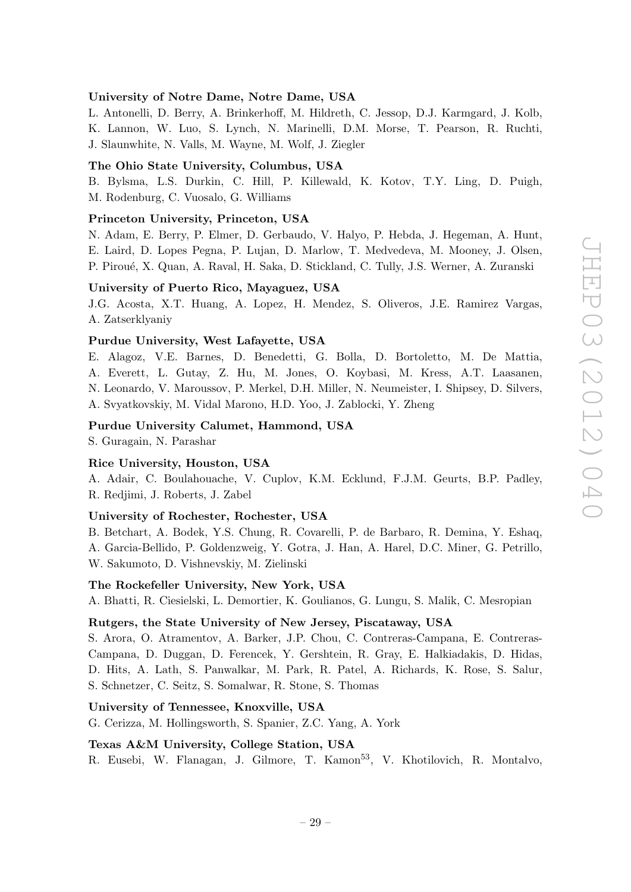**University of Notre Dame, Notre Dame, USA**

L. Antonelli, D. Berry, A. Brinkerhoff, M. Hildreth, C. Jessop, D.J. Karmgard, J. Kolb, K. Lannon, W. Luo, S. Lynch, N. Marinelli, D.M. Morse, T. Pearson, R. Ruchti, J. Slaunwhite, N. Valls, M. Wayne, M. Wolf, J. Ziegler

**The Ohio State University, Columbus, USA**

B. Bylsma, L.S. Durkin, C. Hill, P. Killewald, K. Kotov, T.Y. Ling, D. Puigh, M. Rodenburg, C. Vuosalo, G. Williams

**Princeton University, Princeton, USA**

N. Adam, E. Berry, P. Elmer, D. Gerbaudo, V. Halyo, P. Hebda, J. Hegeman, A. Hunt, E. Laird, D. Lopes Pegna, P. Lujan, D. Marlow, T. Medvedeva, M. Mooney, J. Olsen, P. Piroué, X. Quan, A. Raval, H. Saka, D. Stickland, C. Tully, J.S. Werner, A. Zuranski

**University of Puerto Rico, Mayaguez, USA**

J.G. Acosta, X.T. Huang, A. Lopez, H. Mendez, S. Oliveros, J.E. Ramirez Vargas, A. Zatserklyaniy

**Purdue University, West Lafayette, USA**

E. Alagoz, V.E. Barnes, D. Benedetti, G. Bolla, D. Bortoletto, M. De Mattia, A. Everett, L. Gutay, Z. Hu, M. Jones, O. Koybasi, M. Kress, A.T. Laasanen, N. Leonardo, V. Maroussov, P. Merkel, D.H. Miller, N. Neumeister, I. Shipsey, D. Silvers, A. Svyatkovskiy, M. Vidal Marono, H.D. Yoo, J. Zablocki, Y. Zheng

**Purdue University Calumet, Hammond, USA**

S. Guragain, N. Parashar

**Rice University, Houston, USA**

A. Adair, C. Boulahouache, V. Cuplov, K.M. Ecklund, F.J.M. Geurts, B.P. Padley, R. Redjimi, J. Roberts, J. Zabel

**University of Rochester, Rochester, USA**

B. Betchart, A. Bodek, Y.S. Chung, R. Covarelli, P. de Barbaro, R. Demina, Y. Eshaq, A. Garcia-Bellido, P. Goldenzweig, Y. Gotra, J. Han, A. Harel, D.C. Miner, G. Petrillo, W. Sakumoto, D. Vishnevskiy, M. Zielinski

**The Rockefeller University, New York, USA**

A. Bhatti, R. Ciesielski, L. Demortier, K. Goulianos, G. Lungu, S. Malik, C. Mesropian

**Rutgers, the State University of New Jersey, Piscataway, USA**

S. Arora, O. Atramentov, A. Barker, J.P. Chou, C. Contreras-Campana, E. Contreras-Campana, D. Duggan, D. Ferencek, Y. Gershtein, R. Gray, E. Halkiadakis, D. Hidas, D. Hits, A. Lath, S. Panwalkar, M. Park, R. Patel, A. Richards, K. Rose, S. Salur, S. Schnetzer, C. Seitz, S. Somalwar, R. Stone, S. Thomas

**University of Tennessee, Knoxville, USA**

G. Cerizza, M. Hollingsworth, S. Spanier, Z.C. Yang, A. York

**Texas A&M University, College Station, USA**

R. Eusebi, W. Flanagan, J. Gilmore, T. Kamon[53], V. Khotilovich, R. Montalvo,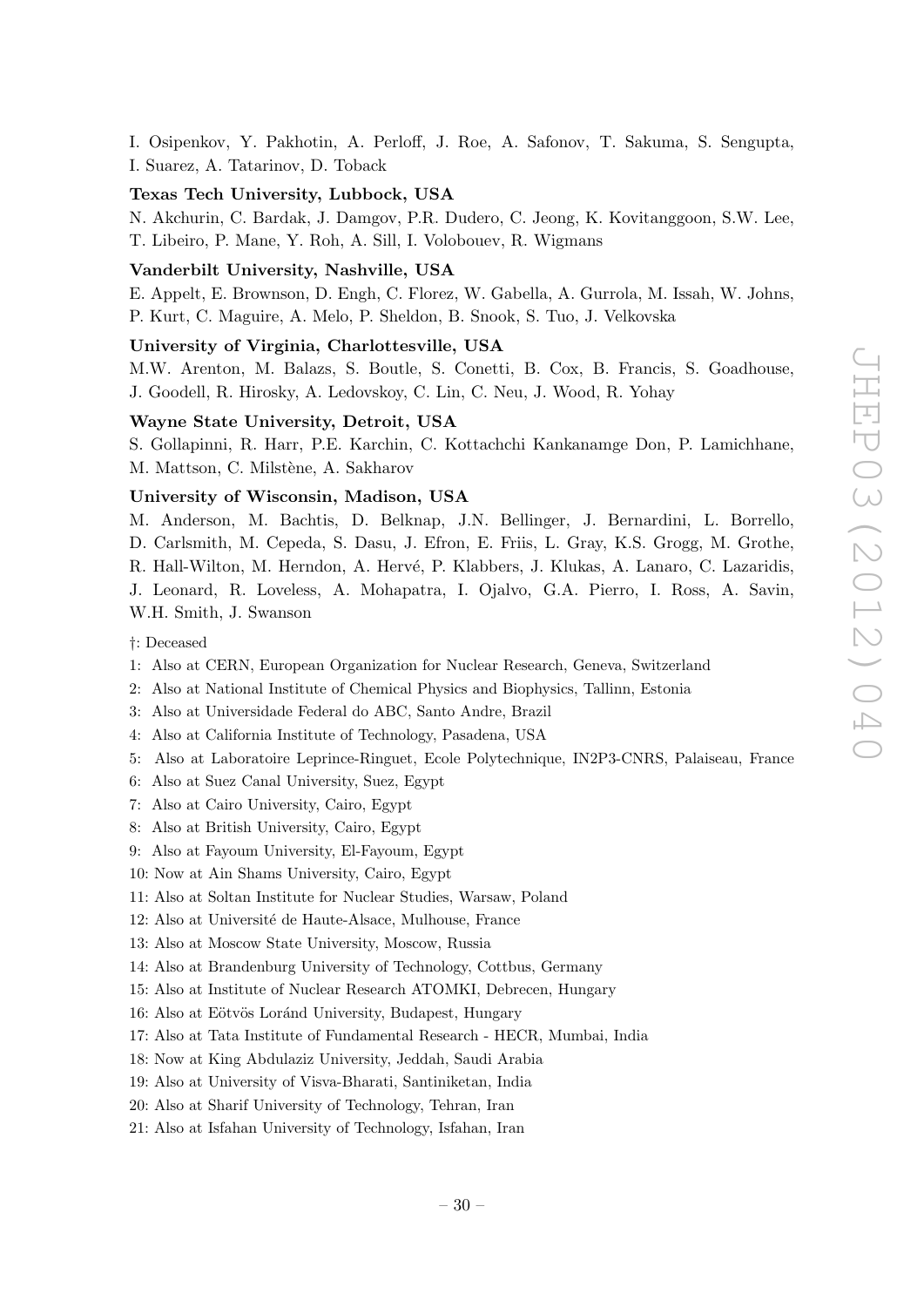I. Osipenkov, Y. Pakhotin, A. Perloff, J. Roe, A. Safonov, T. Sakuma, S. Sengupta, I. Suarez, A. Tatarinov, D. Toback

**Texas Tech University, Lubbock, USA**

N. Akchurin, C. Bardak, J. Damgov, P.R. Dudero, C. Jeong, K. Kovitanggoon, S.W. Lee, T. Libeiro, P. Mane, Y. Roh, A. Sill, I. Volobouev, R. Wigmans

**Vanderbilt University, Nashville, USA**

E. Appelt, E. Brownson, D. Engh, C. Florez, W. Gabella, A. Gurrola, M. Issah, W. Johns, P. Kurt, C. Maguire, A. Melo, P. Sheldon, B. Snook, S. Tuo, J. Velkovska

**University of Virginia, Charlottesville, USA**

M.W. Arenton, M. Balazs, S. Boutle, S. Conetti, B. Cox, B. Francis, S. Goadhouse, J. Goodell, R. Hirosky, A. Ledovskoy, C. Lin, C. Neu, J. Wood, R. Yohay

**Wayne State University, Detroit, USA**

S. Gollapinni, R. Harr, P.E. Karchin, C. Kottachchi Kankanamge Don, P. Lamichhane, M. Mattson, C. Milstène, A. Sakharov

**University of Wisconsin, Madison, USA**

M. Anderson, M. Bachtis, D. Belknap, J.N. Bellinger, J. Bernardini, L. Borrello, D. Carlsmith, M. Cepeda, S. Dasu, J. Efron, E. Friis, L. Gray, K.S. Grogg, M. Grothe, R. Hall-Wilton, M. Herndon, A. Hervé, P. Klabbers, J. Klukas, A. Lanaro, C. Lazaridis, J. Leonard, R. Loveless, A. Mohapatra, I. Ojalvo, G.A. Pierro, I. Ross, A. Savin, W.H. Smith, J. Swanson

†: Deceased

1: Also at CERN, European Organization for Nuclear Research, Geneva, Switzerland

2: Also at National Institute of Chemical Physics and Biophysics, Tallinn, Estonia

3: Also at Universidade Federal do ABC, Santo Andre, Brazil

4: Also at California Institute of Technology, Pasadena, USA

5: Also at Laboratoire Leprince-Ringuet, Ecole Polytechnique, IN2P3-CNRS, Palaiseau, France

6: Also at Suez Canal University, Suez, Egypt

7: Also at Cairo University, Cairo, Egypt

8: Also at British University, Cairo, Egypt

9: Also at Fayoum University, El-Fayoum, Egypt

10: Now at Ain Shams University, Cairo, Egypt

11: Also at Soltan Institute for Nuclear Studies, Warsaw, Poland

12: Also at Université de Haute-Alsace, Mulhouse, France

13: Also at Moscow State University, Moscow, Russia

14: Also at Brandenburg University of Technology, Cottbus, Germany

15: Also at Institute of Nuclear Research ATOMKI, Debrecen, Hungary

16: Also at Eötvös Loránd University, Budapest, Hungary

17: Also at Tata Institute of Fundamental Research - HECR, Mumbai, India

18: Now at King Abdulaziz University, Jeddah, Saudi Arabia

19: Also at University of Visva-Bharati, Santiniketan, India

20: Also at Sharif University of Technology, Tehran, Iran

21: Also at Isfahan University of Technology, Isfahan, Iran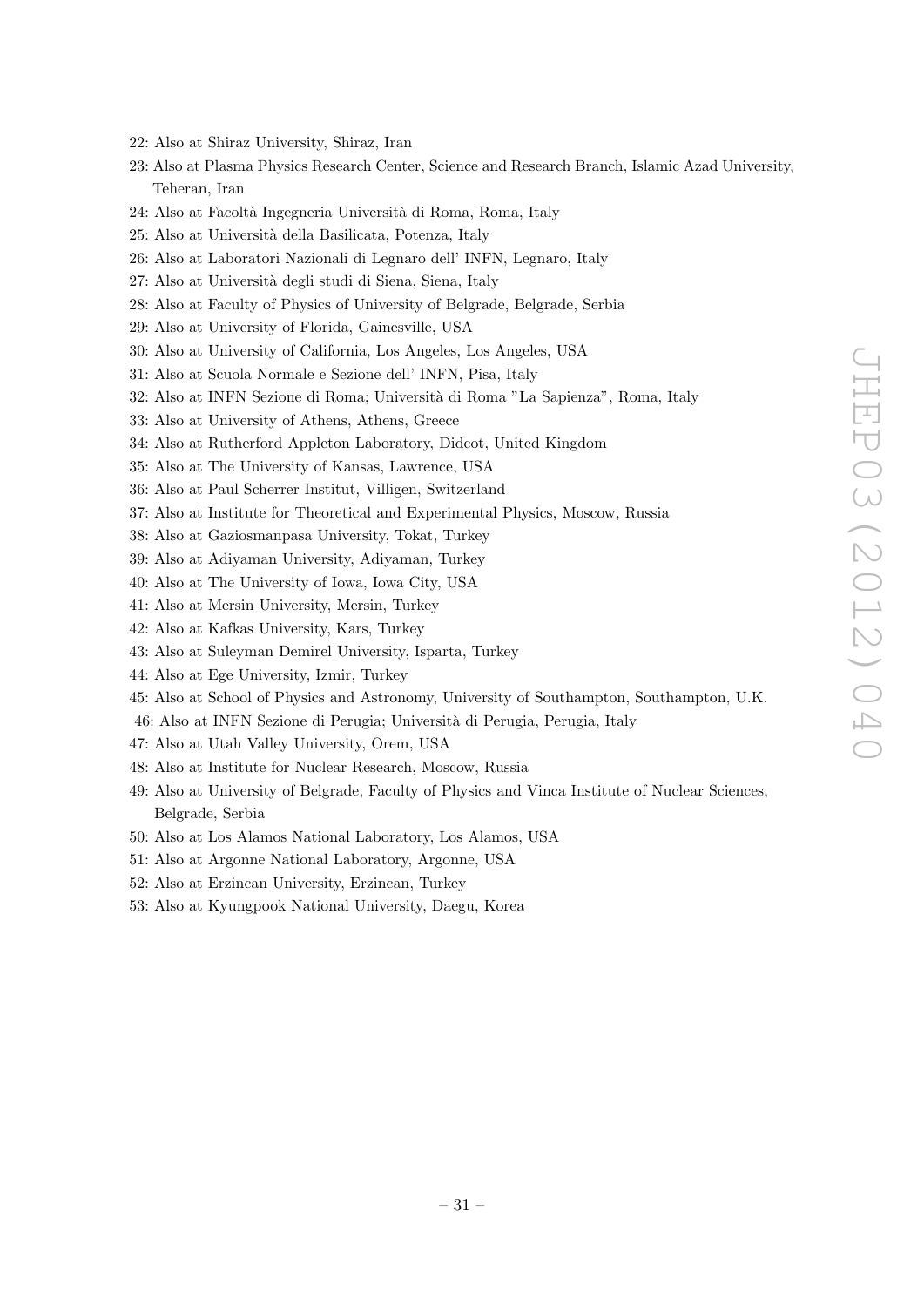22: Also at Shiraz University, Shiraz, Iran
23: Also at Plasma Physics Research Center, Science and Research Branch, Islamic Azad University, Teheran, Iran
24: Also at Facoltà Ingegneria Università di Roma, Roma, Italy
25: Also at Università della Basilicata, Potenza, Italy
26: Also at Laboratori Nazionali di Legnaro dell' INFN, Legnaro, Italy
27: Also at Università degli studi di Siena, Siena, Italy
28: Also at Faculty of Physics of University of Belgrade, Belgrade, Serbia
29: Also at University of Florida, Gainesville, USA
30: Also at University of California, Los Angeles, Los Angeles, USA
31: Also at Scuola Normale e Sezione dell' INFN, Pisa, Italy
32: Also at INFN Sezione di Roma; Università di Roma "La Sapienza", Roma, Italy
33: Also at University of Athens, Athens, Greece
34: Also at Rutherford Appleton Laboratory, Didcot, United Kingdom
35: Also at The University of Kansas, Lawrence, USA
36: Also at Paul Scherrer Institut, Villigen, Switzerland
37: Also at Institute for Theoretical and Experimental Physics, Moscow, Russia
38: Also at Gaziosmanpasa University, Tokat, Turkey
39: Also at Adiyaman University, Adiyaman, Turkey
40: Also at The University of Iowa, Iowa City, USA
41: Also at Mersin University, Mersin, Turkey
42: Also at Kafkas University, Kars, Turkey
43: Also at Suleyman Demirel University, Isparta, Turkey
44: Also at Ege University, Izmir, Turkey
45: Also at School of Physics and Astronomy, University of Southampton, Southampton, U.K.
46: Also at INFN Sezione di Perugia; Università di Perugia, Perugia, Italy
47: Also at Utah Valley University, Orem, USA
48: Also at Institute for Nuclear Research, Moscow, Russia
49: Also at University of Belgrade, Faculty of Physics and Vinca Institute of Nuclear Sciences, Belgrade, Serbia
50: Also at Los Alamos National Laboratory, Los Alamos, USA
51: Also at Argonne National Laboratory, Argonne, USA
52: Also at Erzincan University, Erzincan, Turkey
53: Also at Kyungpook National University, Daegu, Korea